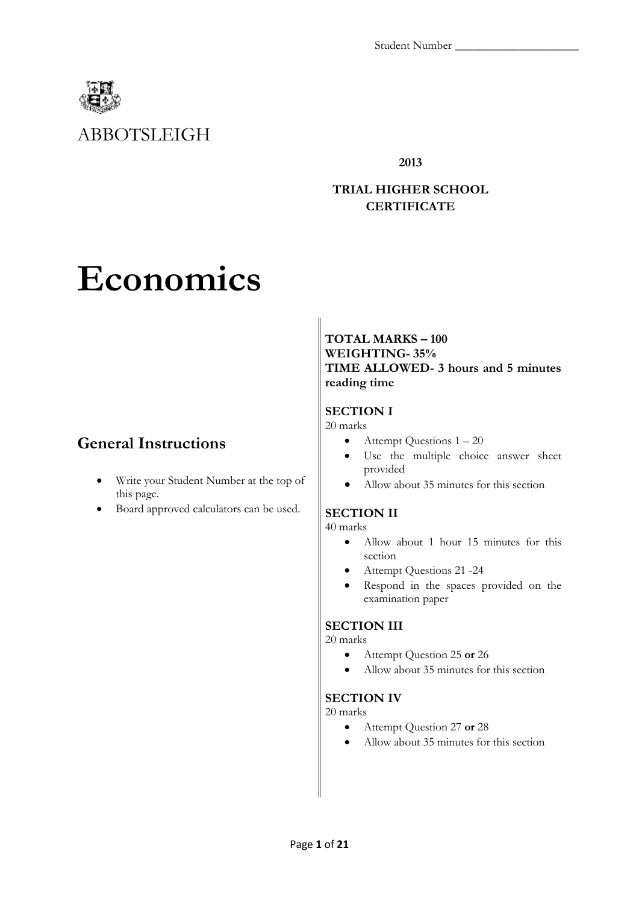Student Number ____________________

ABBOTSLEIGH

**2013**

**TRIAL HIGHER SCHOOL CERTIFICATE**

# Economics

## General Instructions

- Write your Student Number at the top of this page.
- Board approved calculators can be used.

**TOTAL MARKS – 100**
**WEIGHTING- 35%**
**TIME ALLOWED- 3 hours and 5 minutes reading time**

**SECTION I**
20 marks

- Attempt Questions 1 – 20
- Use the multiple choice answer sheet provided
- Allow about 35 minutes for this section

**SECTION II**
40 marks

- Allow about 1 hour 15 minutes for this section
- Attempt Questions 21 -24
- Respond in the spaces provided on the examination paper

**SECTION III**
20 marks

- Attempt Question 25 **or** 26
- Allow about 35 minutes for this section

**SECTION IV**
20 marks

- Attempt Question 27 **or** 28
- Allow about 35 minutes for this section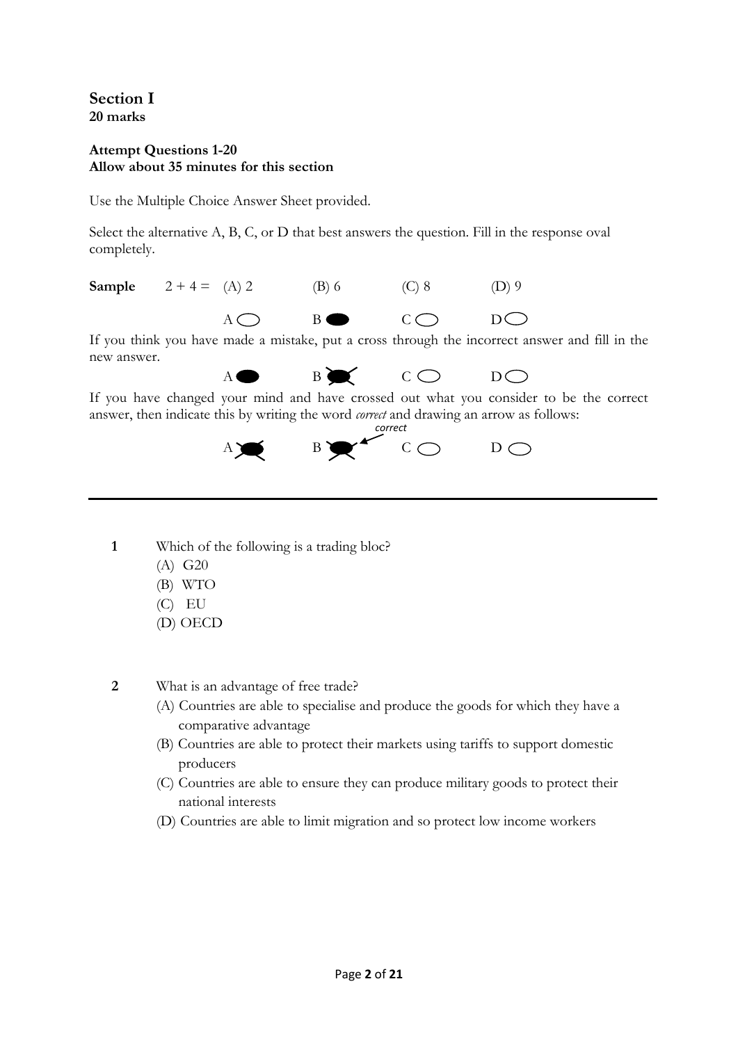## Section I

**20 marks**

**Attempt Questions 1-20**
**Allow about 35 minutes for this section**

Use the Multiple Choice Answer Sheet provided.

Select the alternative A, B, C, or D that best answers the question. Fill in the response oval completely.

**Sample** 2 + 4 = (A) 2 (B) 6 (C) 8 (D) 9

A ◯ B ● C ◯ D ◯

If you think you have made a mistake, put a cross through the incorrect answer and fill in the new answer.

A ● B ☒ C ◯ D ◯

If you have changed your mind and have crossed out what you consider to be the correct answer, then indicate this by writing the word *correct* and drawing an arrow as follows:

A ☒ B ☒ ← *correct* C ◯ D ◯

---

**1** Which of the following is a trading bloc?

(A) G20
(B) WTO
(C) EU
(D) OECD

**2** What is an advantage of free trade?

(A) Countries are able to specialise and produce the goods for which they have a comparative advantage
(B) Countries are able to protect their markets using tariffs to support domestic producers
(C) Countries are able to ensure they can produce military goods to protect their national interests
(D) Countries are able to limit migration and so protect low income workers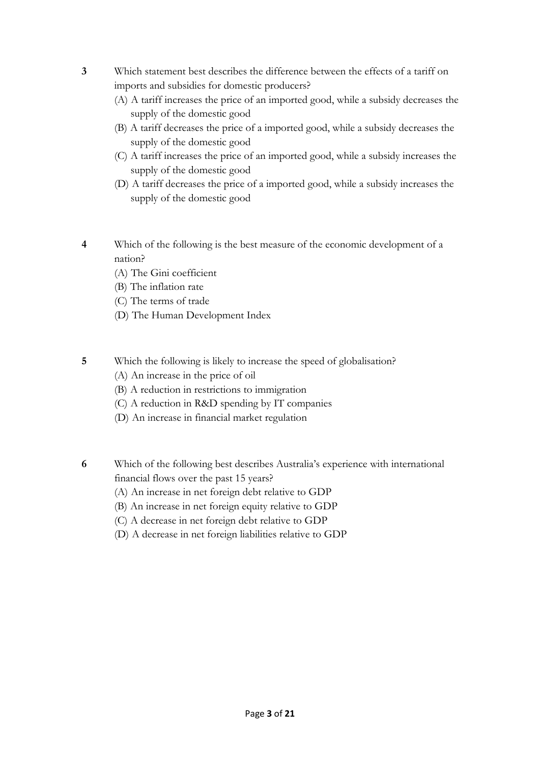**3** Which statement best describes the difference between the effects of a tariff on imports and subsidies for domestic producers?

(A) A tariff increases the price of an imported good, while a subsidy decreases the supply of the domestic good

(B) A tariff decreases the price of a imported good, while a subsidy decreases the supply of the domestic good

(C) A tariff increases the price of an imported good, while a subsidy increases the supply of the domestic good

(D) A tariff decreases the price of a imported good, while a subsidy increases the supply of the domestic good

**4** Which of the following is the best measure of the economic development of a nation?

(A) The Gini coefficient

(B) The inflation rate

(C) The terms of trade

(D) The Human Development Index

**5** Which the following is likely to increase the speed of globalisation?

(A) An increase in the price of oil

(B) A reduction in restrictions to immigration

(C) A reduction in R&D spending by IT companies

(D) An increase in financial market regulation

**6** Which of the following best describes Australia's experience with international financial flows over the past 15 years?

(A) An increase in net foreign debt relative to GDP

(B) An increase in net foreign equity relative to GDP

(C) A decrease in net foreign debt relative to GDP

(D) A decrease in net foreign liabilities relative to GDP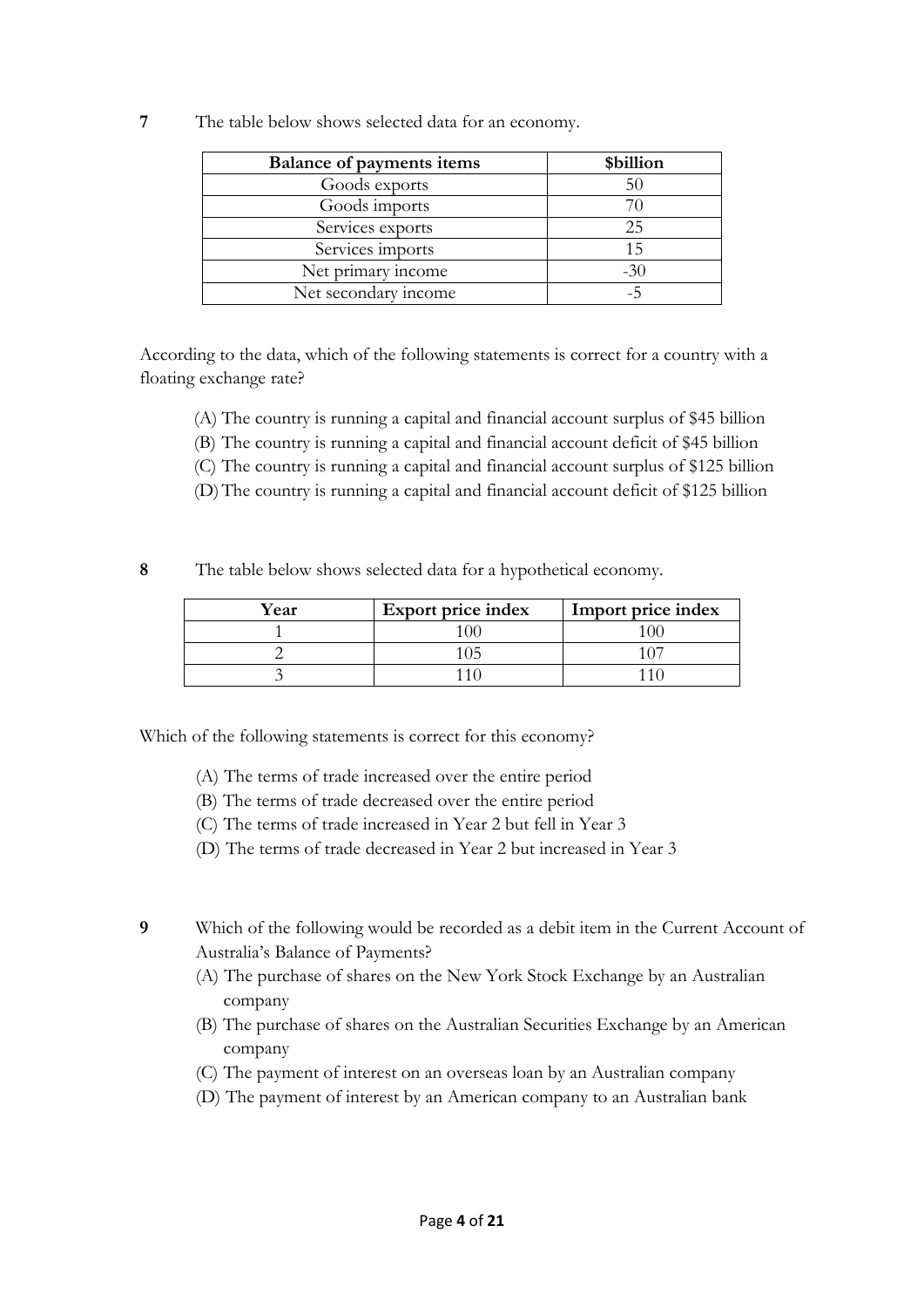**7** The table below shows selected data for an economy.

| Balance of payments items | $billion |
|---|---|
| Goods exports | 50 |
| Goods imports | 70 |
| Services exports | 25 |
| Services imports | 15 |
| Net primary income | -30 |
| Net secondary income | -5 |

According to the data, which of the following statements is correct for a country with a floating exchange rate?

(A) The country is running a capital and financial account surplus of $45 billion

(B) The country is running a capital and financial account deficit of $45 billion

(C) The country is running a capital and financial account surplus of $125 billion

(D) The country is running a capital and financial account deficit of $125 billion

**8** The table below shows selected data for a hypothetical economy.

| Year | Export price index | Import price index |
|---|---|---|
| 1 | 100 | 100 |
| 2 | 105 | 107 |
| 3 | 110 | 110 |

Which of the following statements is correct for this economy?

(A) The terms of trade increased over the entire period

(B) The terms of trade decreased over the entire period

(C) The terms of trade increased in Year 2 but fell in Year 3

(D) The terms of trade decreased in Year 2 but increased in Year 3

**9** Which of the following would be recorded as a debit item in the Current Account of Australia's Balance of Payments?

(A) The purchase of shares on the New York Stock Exchange by an Australian company

(B) The purchase of shares on the Australian Securities Exchange by an American company

(C) The payment of interest on an overseas loan by an Australian company

(D) The payment of interest by an American company to an Australian bank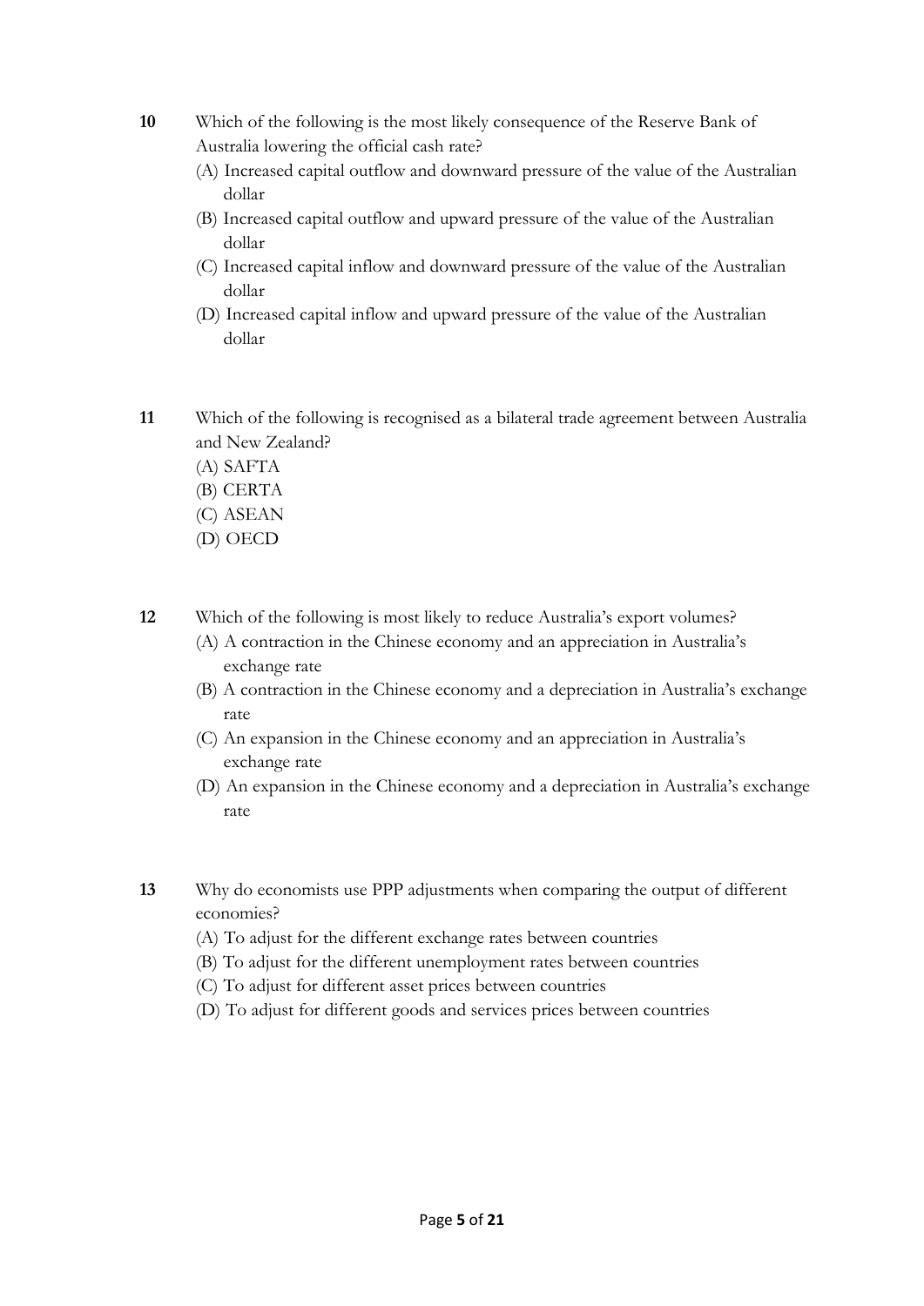**10** Which of the following is the most likely consequence of the Reserve Bank of Australia lowering the official cash rate?

(A) Increased capital outflow and downward pressure of the value of the Australian dollar
(B) Increased capital outflow and upward pressure of the value of the Australian dollar
(C) Increased capital inflow and downward pressure of the value of the Australian dollar
(D) Increased capital inflow and upward pressure of the value of the Australian dollar

**11** Which of the following is recognised as a bilateral trade agreement between Australia and New Zealand?

(A) SAFTA
(B) CERTA
(C) ASEAN
(D) OECD

**12** Which of the following is most likely to reduce Australia's export volumes?

(A) A contraction in the Chinese economy and an appreciation in Australia's exchange rate
(B) A contraction in the Chinese economy and a depreciation in Australia's exchange rate
(C) An expansion in the Chinese economy and an appreciation in Australia's exchange rate
(D) An expansion in the Chinese economy and a depreciation in Australia's exchange rate

**13** Why do economists use PPP adjustments when comparing the output of different economies?

(A) To adjust for the different exchange rates between countries
(B) To adjust for the different unemployment rates between countries
(C) To adjust for different asset prices between countries
(D) To adjust for different goods and services prices between countries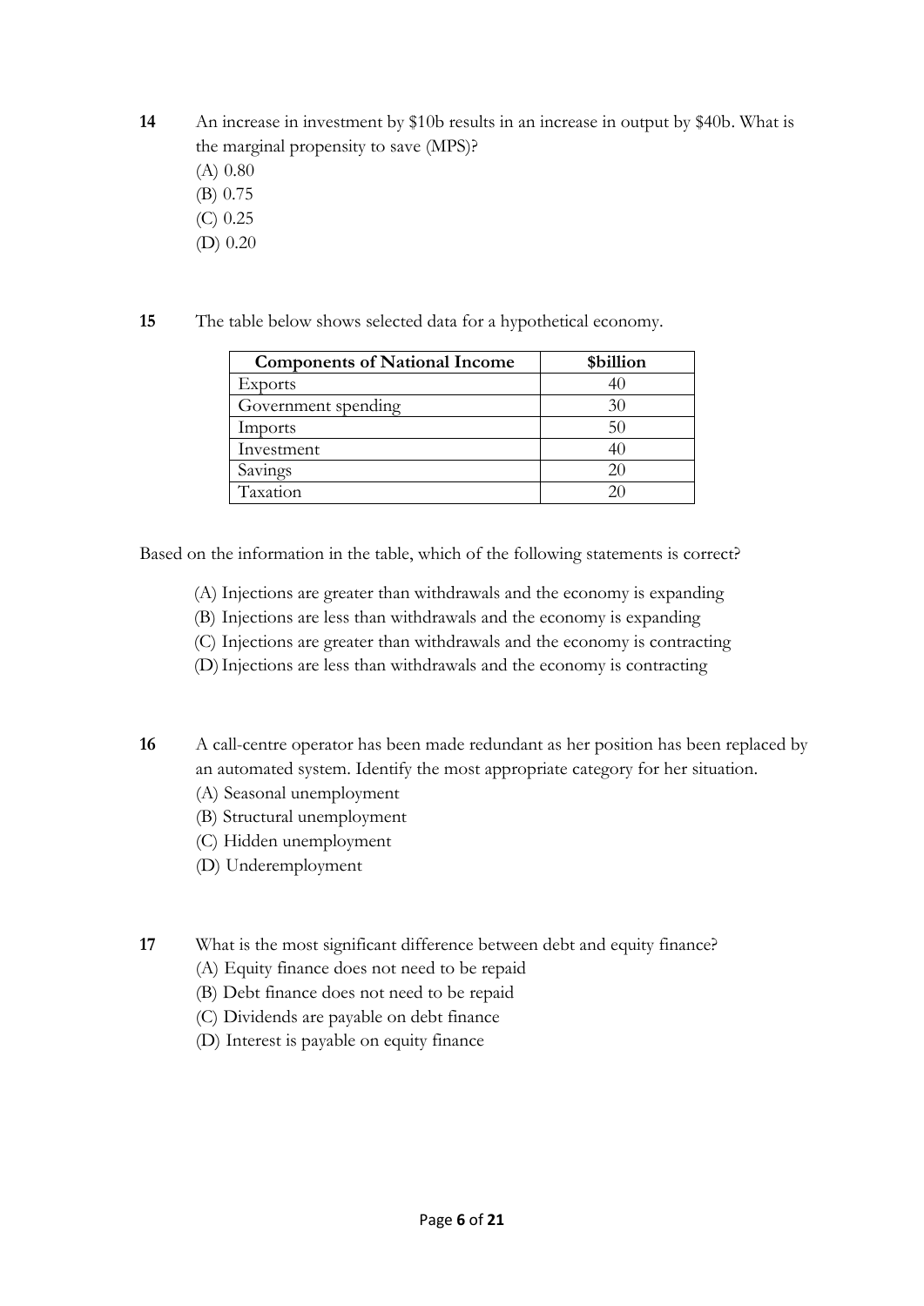**14** An increase in investment by $10b results in an increase in output by $40b. What is the marginal propensity to save (MPS)?

(A) 0.80
(B) 0.75
(C) 0.25
(D) 0.20

**15** The table below shows selected data for a hypothetical economy.

| Components of National Income | $billion |
|---|---|
| Exports | 40 |
| Government spending | 30 |
| Imports | 50 |
| Investment | 40 |
| Savings | 20 |
| Taxation | 20 |

Based on the information in the table, which of the following statements is correct?

(A) Injections are greater than withdrawals and the economy is expanding
(B) Injections are less than withdrawals and the economy is expanding
(C) Injections are greater than withdrawals and the economy is contracting
(D) Injections are less than withdrawals and the economy is contracting

**16** A call-centre operator has been made redundant as her position has been replaced by an automated system. Identify the most appropriate category for her situation.

(A) Seasonal unemployment
(B) Structural unemployment
(C) Hidden unemployment
(D) Underemployment

**17** What is the most significant difference between debt and equity finance?

(A) Equity finance does not need to be repaid
(B) Debt finance does not need to be repaid
(C) Dividends are payable on debt finance
(D) Interest is payable on equity finance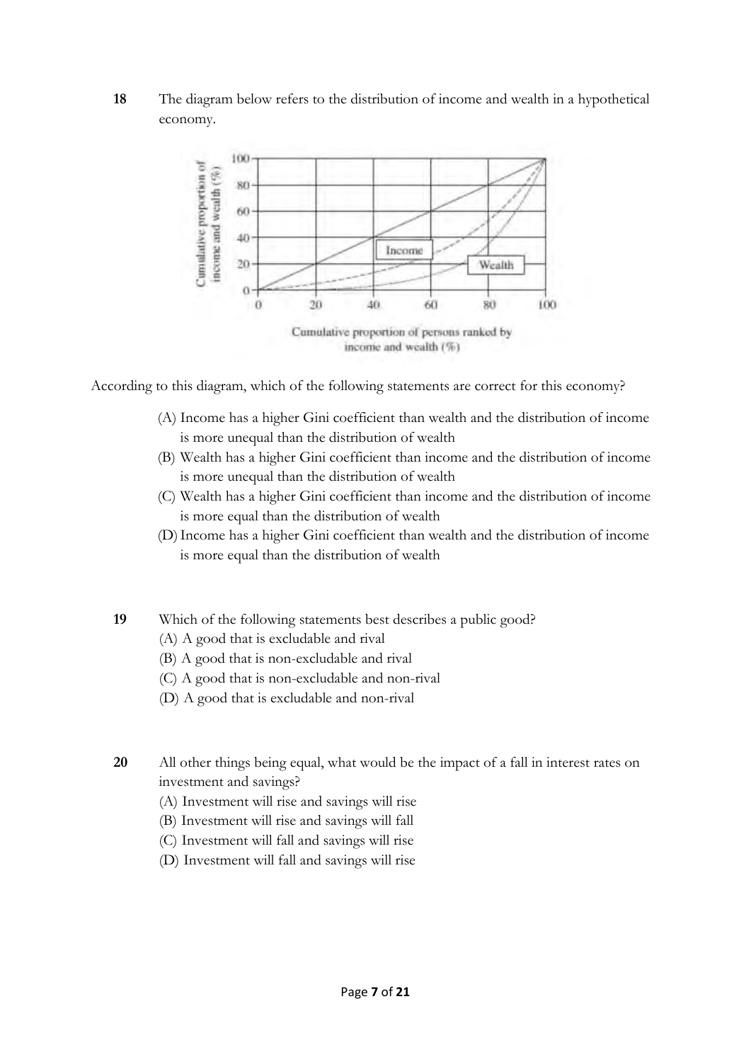**18** The diagram below refers to the distribution of income and wealth in a hypothetical economy.

According to this diagram, which of the following statements are correct for this economy?

(A) Income has a higher Gini coefficient than wealth and the distribution of income is more unequal than the distribution of wealth

(B) Wealth has a higher Gini coefficient than income and the distribution of income is more unequal than the distribution of wealth

(C) Wealth has a higher Gini coefficient than income and the distribution of income is more equal than the distribution of wealth

(D) Income has a higher Gini coefficient than wealth and the distribution of income is more equal than the distribution of wealth

**19** Which of the following statements best describes a public good?

(A) A good that is excludable and rival

(B) A good that is non-excludable and rival

(C) A good that is non-excludable and non-rival

(D) A good that is excludable and non-rival

**20** All other things being equal, what would be the impact of a fall in interest rates on investment and savings?

(A) Investment will rise and savings will rise

(B) Investment will rise and savings will fall

(C) Investment will fall and savings will rise

(D) Investment will fall and savings will rise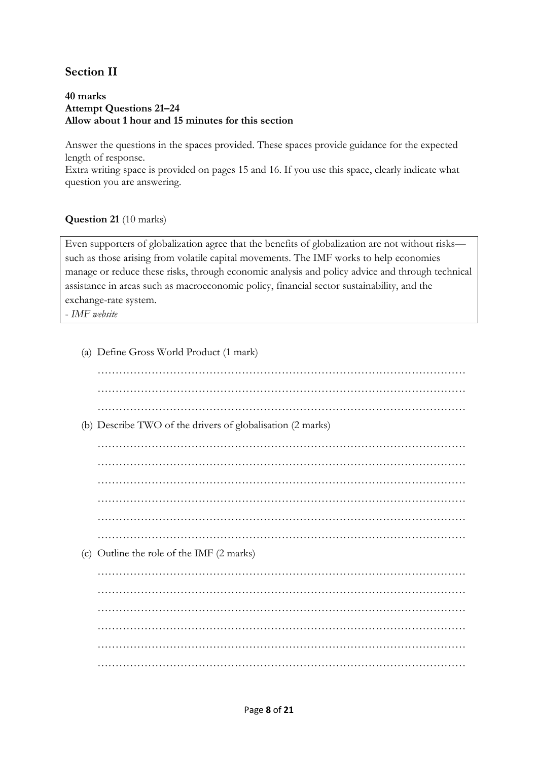## Section II

**40 marks**
**Attempt Questions 21–24**
**Allow about 1 hour and 15 minutes for this section**

Answer the questions in the spaces provided. These spaces provide guidance for the expected length of response.
Extra writing space is provided on pages 15 and 16. If you use this space, clearly indicate what question you are answering.

**Question 21** (10 marks)

> Even supporters of globalization agree that the benefits of globalization are not without risks—such as those arising from volatile capital movements. The IMF works to help economies manage or reduce these risks, through economic analysis and policy advice and through technical assistance in areas such as macroeconomic policy, financial sector sustainability, and the exchange-rate system.
> - *IMF website*

(a) Define Gross World Product (1 mark)

…………………………………………………………………………………………
…………………………………………………………………………………………
…………………………………………………………………………………………

(b) Describe TWO of the drivers of globalisation (2 marks)

…………………………………………………………………………………………
…………………………………………………………………………………………
…………………………………………………………………………………………
…………………………………………………………………………………………
…………………………………………………………………………………………
…………………………………………………………………………………………

(c) Outline the role of the IMF (2 marks)

…………………………………………………………………………………………
…………………………………………………………………………………………
…………………………………………………………………………………………
…………………………………………………………………………………………
…………………………………………………………………………………………
…………………………………………………………………………………………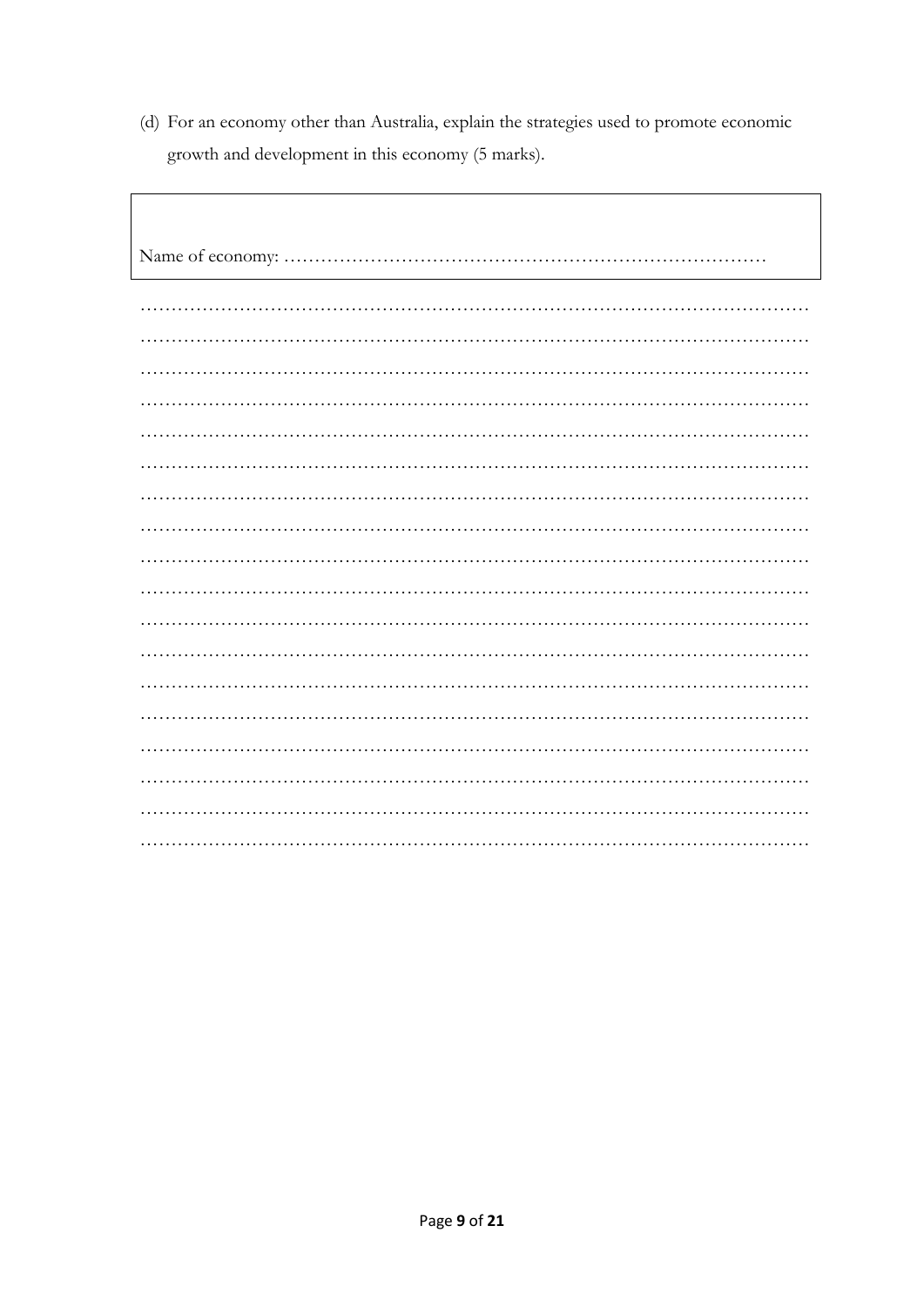(d) For an economy other than Australia, explain the strategies used to promote economic growth and development in this economy (5 marks).

Name of economy: ……………………………………………………………………

………………………………………………………………………………………………
………………………………………………………………………………………………
………………………………………………………………………………………………
………………………………………………………………………………………………
………………………………………………………………………………………………
………………………………………………………………………………………………
………………………………………………………………………………………………
………………………………………………………………………………………………
………………………………………………………………………………………………
………………………………………………………………………………………………
………………………………………………………………………………………………
………………………………………………………………………………………………
………………………………………………………………………………………………
………………………………………………………………………………………………
………………………………………………………………………………………………
………………………………………………………………………………………………
………………………………………………………………………………………………
………………………………………………………………………………………………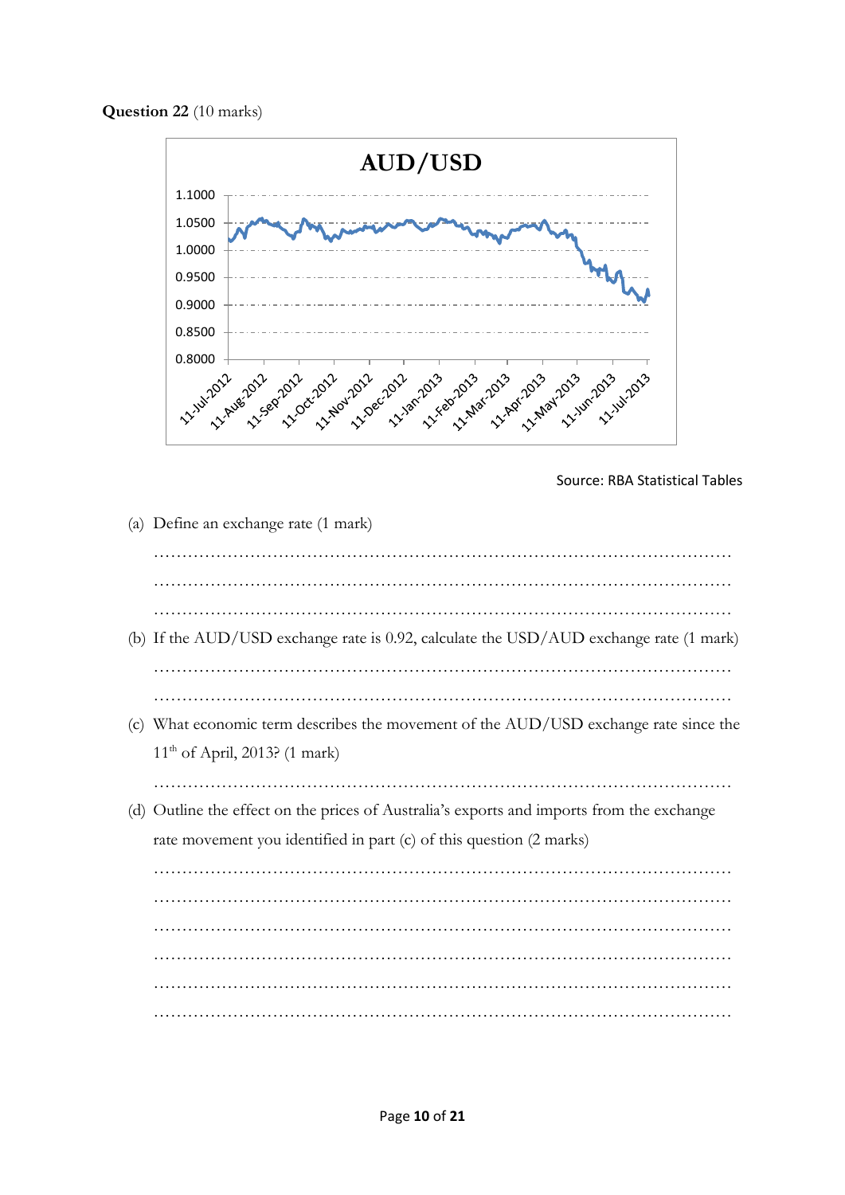**Question 22** (10 marks)

**AUD/USD**

Source: RBA Statistical Tables

(a) Define an exchange rate (1 mark)

……………………………………………………………………………………………
……………………………………………………………………………………………
……………………………………………………………………………………………

(b) If the AUD/USD exchange rate is 0.92, calculate the USD/AUD exchange rate (1 mark)

……………………………………………………………………………………………
……………………………………………………………………………………………

(c) What economic term describes the movement of the AUD/USD exchange rate since the 11th of April, 2013? (1 mark)

……………………………………………………………………………………………

(d) Outline the effect on the prices of Australia's exports and imports from the exchange rate movement you identified in part (c) of this question (2 marks)

……………………………………………………………………………………………
……………………………………………………………………………………………
……………………………………………………………………………………………
……………………………………………………………………………………………
……………………………………………………………………………………………
……………………………………………………………………………………………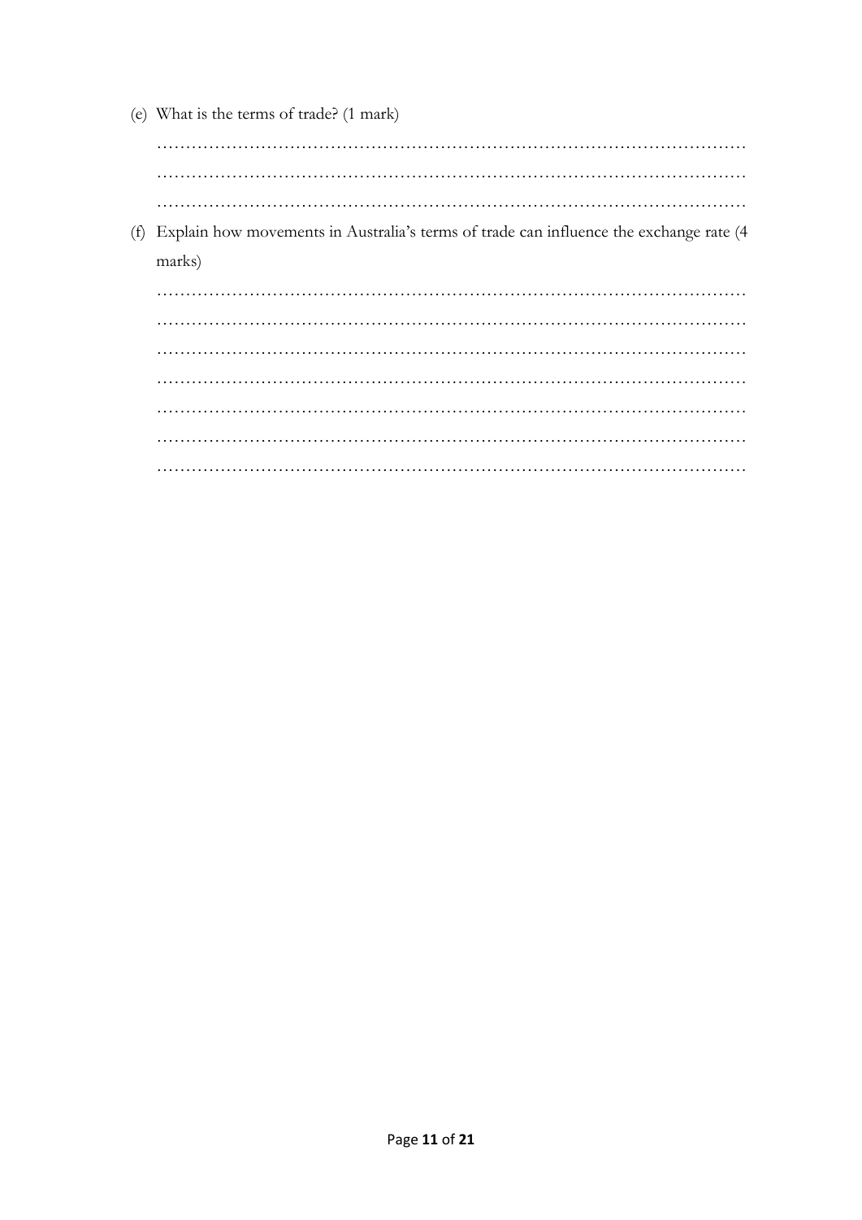(e) What is the terms of trade? (1 mark)

…………………………………………………………………………………………
…………………………………………………………………………………………
…………………………………………………………………………………………

(f) Explain how movements in Australia's terms of trade can influence the exchange rate (4 marks)

…………………………………………………………………………………………
…………………………………………………………………………………………
…………………………………………………………………………………………
…………………………………………………………………………………………
…………………………………………………………………………………………
…………………………………………………………………………………………
…………………………………………………………………………………………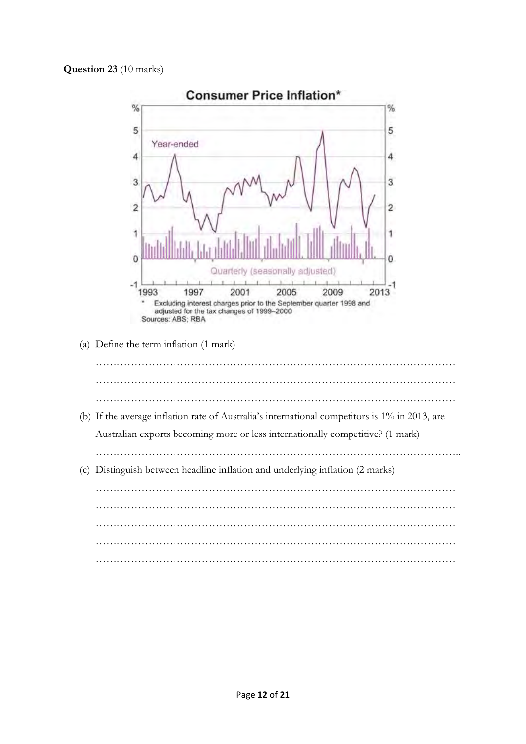**Question 23** (10 marks)

**Consumer Price Inflation***

Year-ended

Quarterly (seasonally adjusted)

\* Excluding interest charges prior to the September quarter 1998 and adjusted for the tax changes of 1999–2000

Sources: ABS; RBA

(a) Define the term inflation (1 mark)

…………………………………………………………………………………………

…………………………………………………………………………………………

…………………………………………………………………………………………

(b) If the average inflation rate of Australia's international competitors is 1% in 2013, are Australian exports becoming more or less internationally competitive? (1 mark)

…………………………………………………………………………………………

(c) Distinguish between headline inflation and underlying inflation (2 marks)

…………………………………………………………………………………………

…………………………………………………………………………………………

…………………………………………………………………………………………

…………………………………………………………………………………………

…………………………………………………………………………………………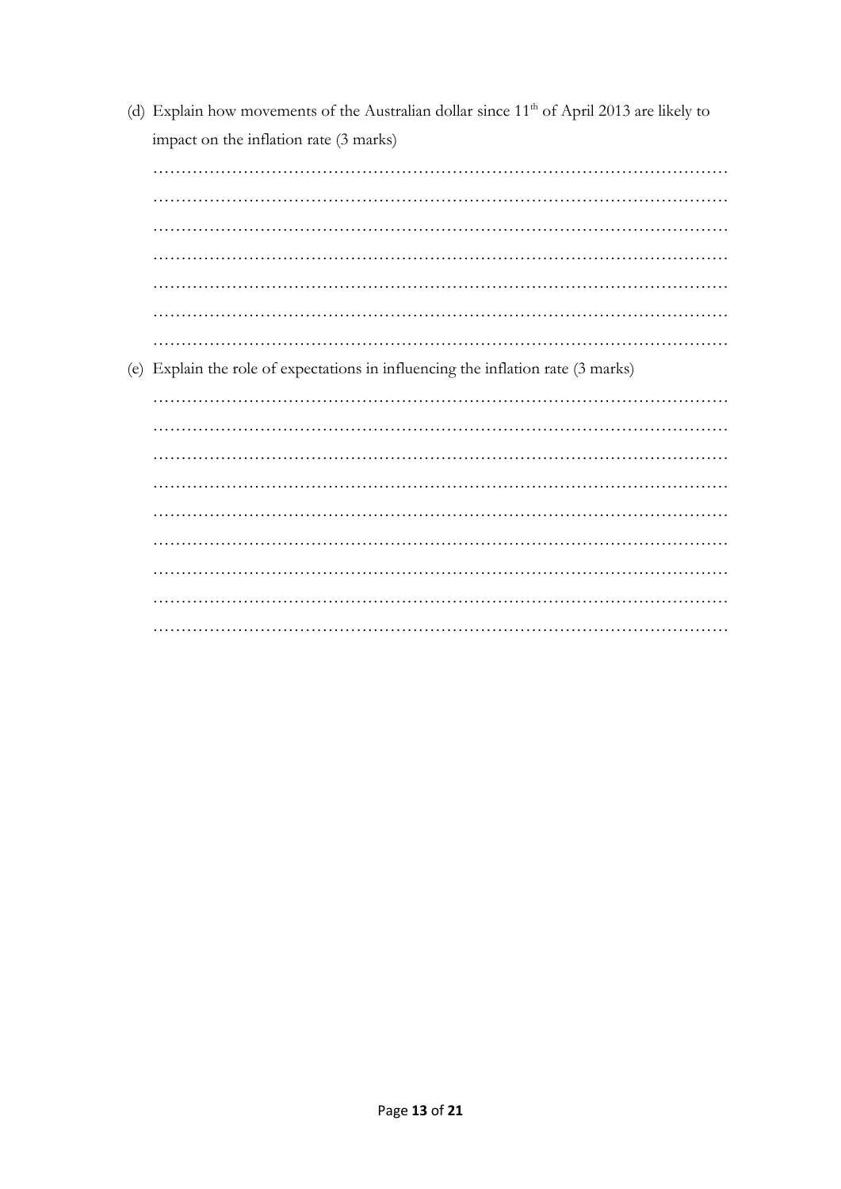(d) Explain how movements of the Australian dollar since 11th of April 2013 are likely to impact on the inflation rate (3 marks)

…………………………………………………………………………………………
…………………………………………………………………………………………
…………………………………………………………………………………………
…………………………………………………………………………………………
…………………………………………………………………………………………
…………………………………………………………………………………………
…………………………………………………………………………………………

(e) Explain the role of expectations in influencing the inflation rate (3 marks)

…………………………………………………………………………………………
…………………………………………………………………………………………
…………………………………………………………………………………………
…………………………………………………………………………………………
…………………………………………………………………………………………
…………………………………………………………………………………………
…………………………………………………………………………………………
…………………………………………………………………………………………
…………………………………………………………………………………………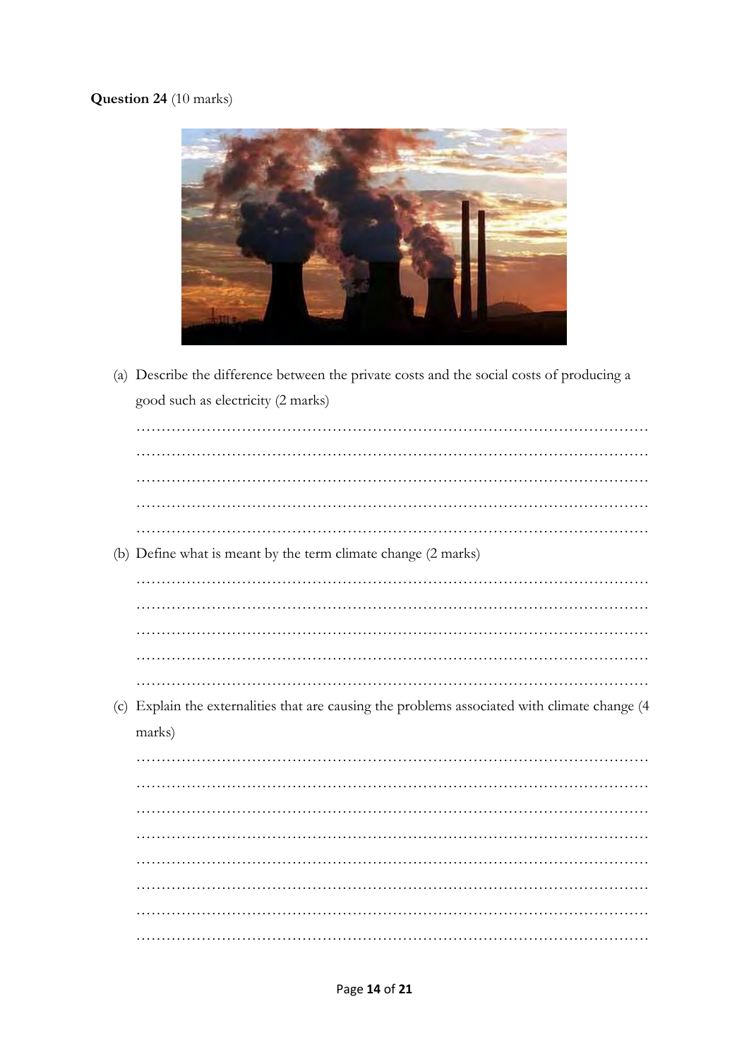**Question 24** (10 marks)

(a) Describe the difference between the private costs and the social costs of producing a good such as electricity (2 marks)

…………………………………………………………………………………………
…………………………………………………………………………………………
…………………………………………………………………………………………
…………………………………………………………………………………………
…………………………………………………………………………………………

(b) Define what is meant by the term climate change (2 marks)

…………………………………………………………………………………………
…………………………………………………………………………………………
…………………………………………………………………………………………
…………………………………………………………………………………………
…………………………………………………………………………………………

(c) Explain the externalities that are causing the problems associated with climate change (4 marks)

…………………………………………………………………………………………
…………………………………………………………………………………………
…………………………………………………………………………………………
…………………………………………………………………………………………
…………………………………………………………………………………………
…………………………………………………………………………………………
…………………………………………………………………………………………
…………………………………………………………………………………………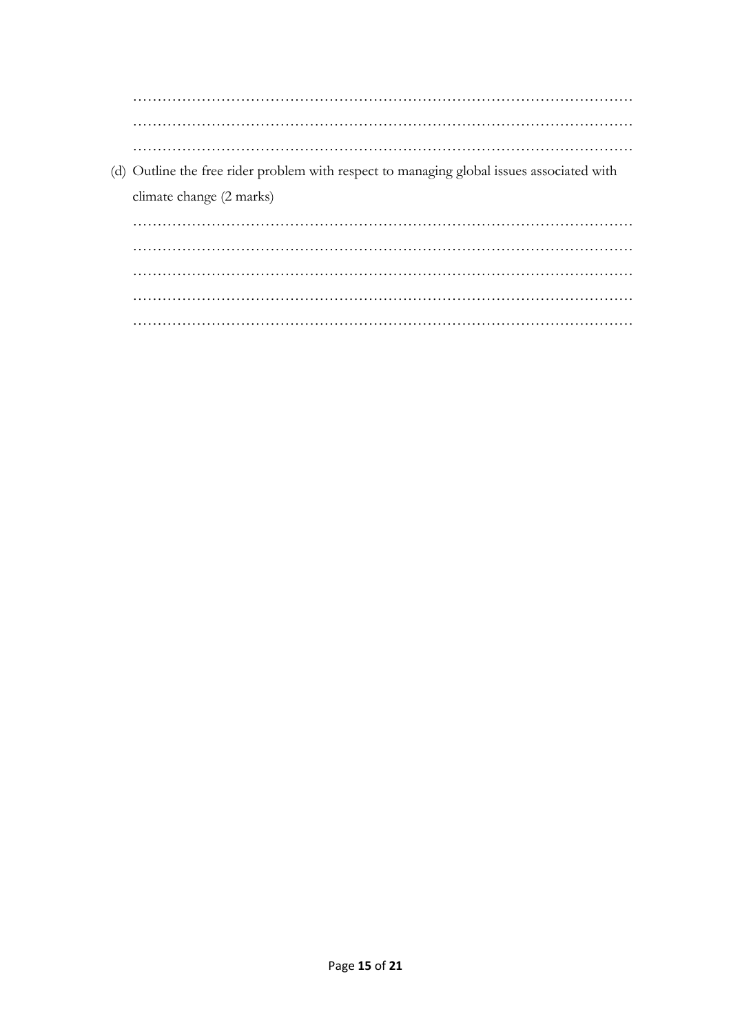…………………………………………………………………………………………
…………………………………………………………………………………………
…………………………………………………………………………………………

(d) Outline the free rider problem with respect to managing global issues associated with climate change (2 marks)

…………………………………………………………………………………………
…………………………………………………………………………………………
…………………………………………………………………………………………
…………………………………………………………………………………………
…………………………………………………………………………………………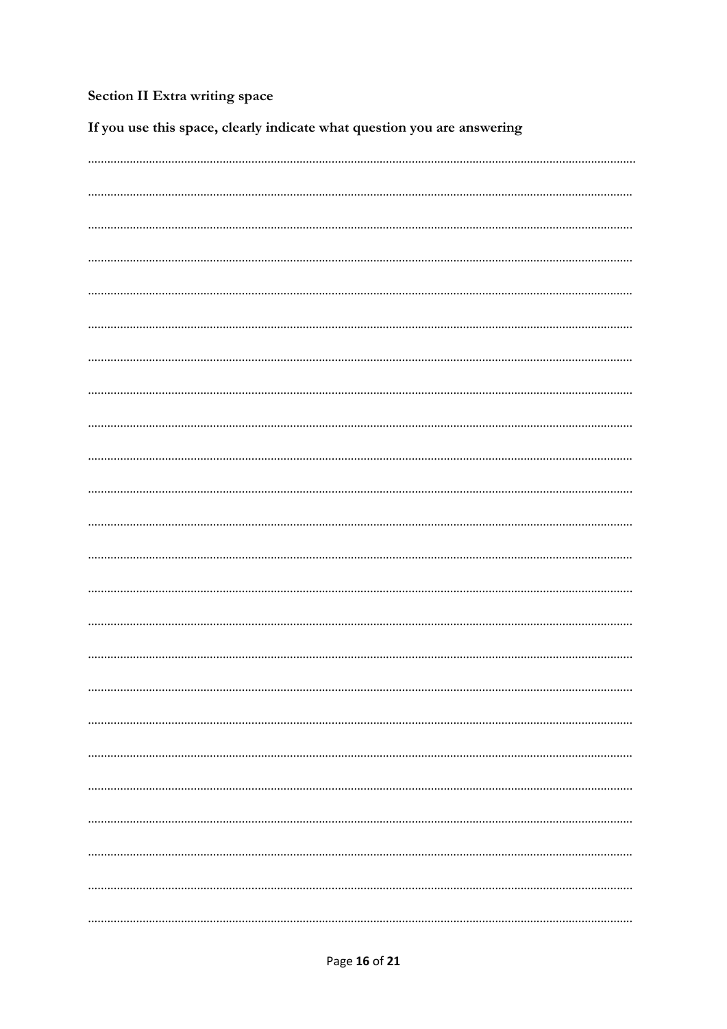**Section II Extra writing space**

**If you use this space, clearly indicate what question you are answering**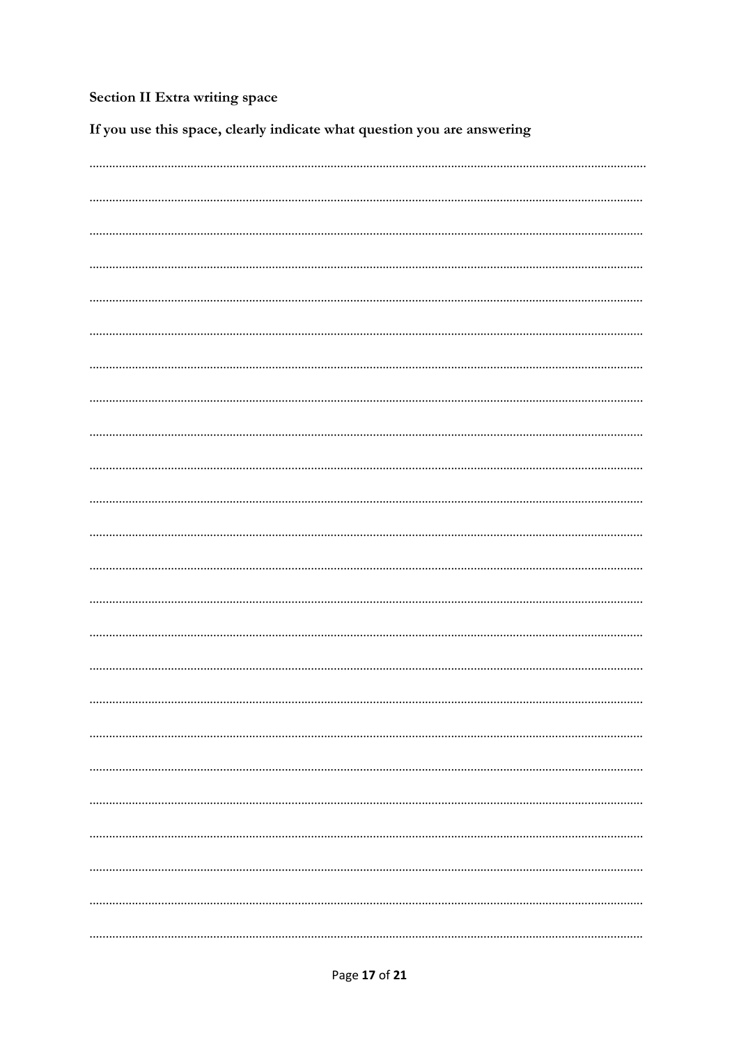**Section II Extra writing space**

**If you use this space, clearly indicate what question you are answering**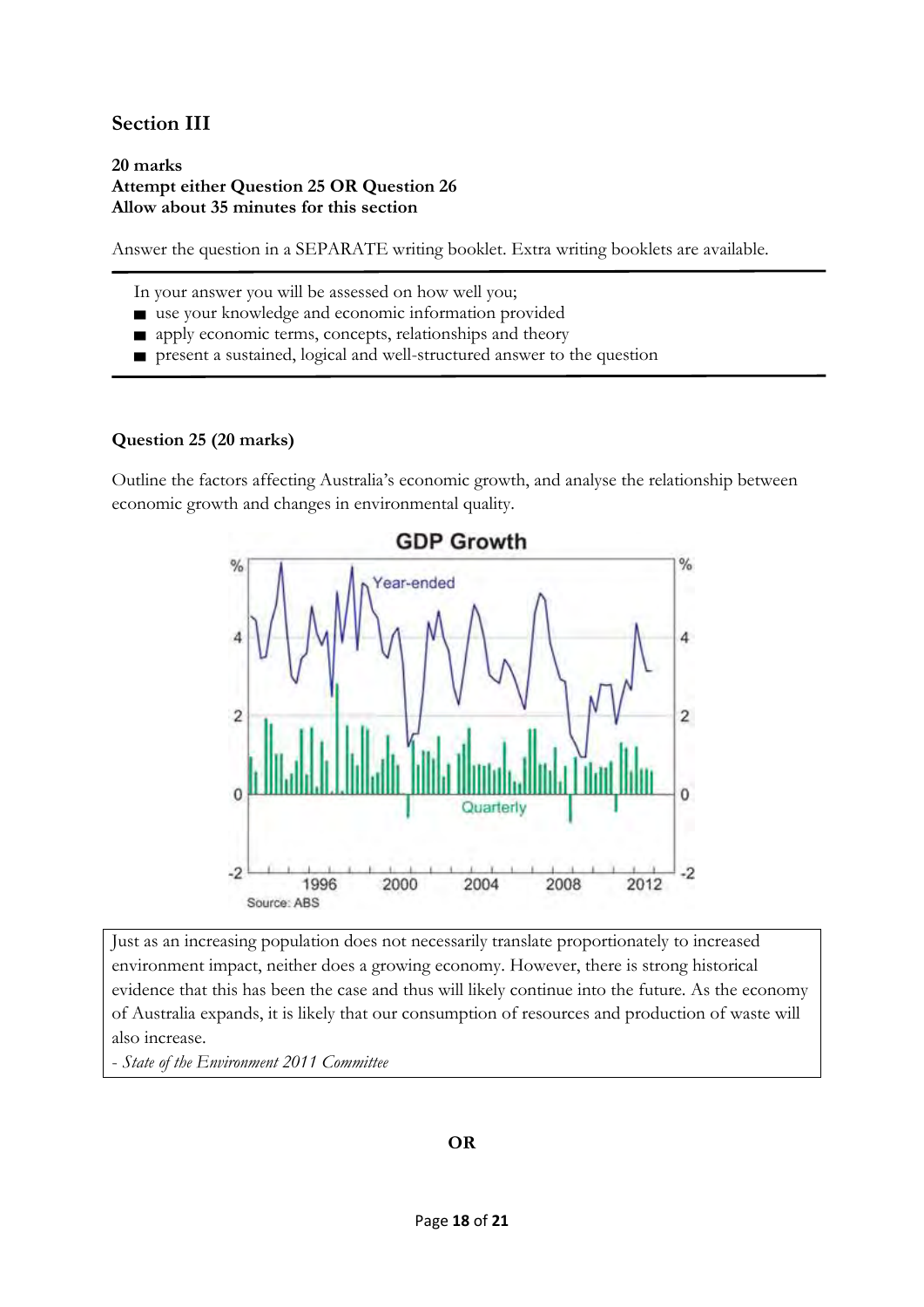## Section III

**20 marks**
**Attempt either Question 25 OR Question 26**
**Allow about 35 minutes for this section**

Answer the question in a SEPARATE writing booklet. Extra writing booklets are available.

In your answer you will be assessed on how well you;

- use your knowledge and economic information provided
- apply economic terms, concepts, relationships and theory
- present a sustained, logical and well-structured answer to the question

### Question 25 (20 marks)

Outline the factors affecting Australia's economic growth, and analyse the relationship between economic growth and changes in environmental quality.

**GDP Growth**

Year-ended

Quarterly

% 

1996 2000 2004 2008 2012

Source: ABS

> Just as an increasing population does not necessarily translate proportionately to increased environment impact, neither does a growing economy. However, there is strong historical evidence that this has been the case and thus will likely continue into the future. As the economy of Australia expands, it is likely that our consumption of resources and production of waste will also increase.
>
> *- State of the Environment 2011 Committee*

**OR**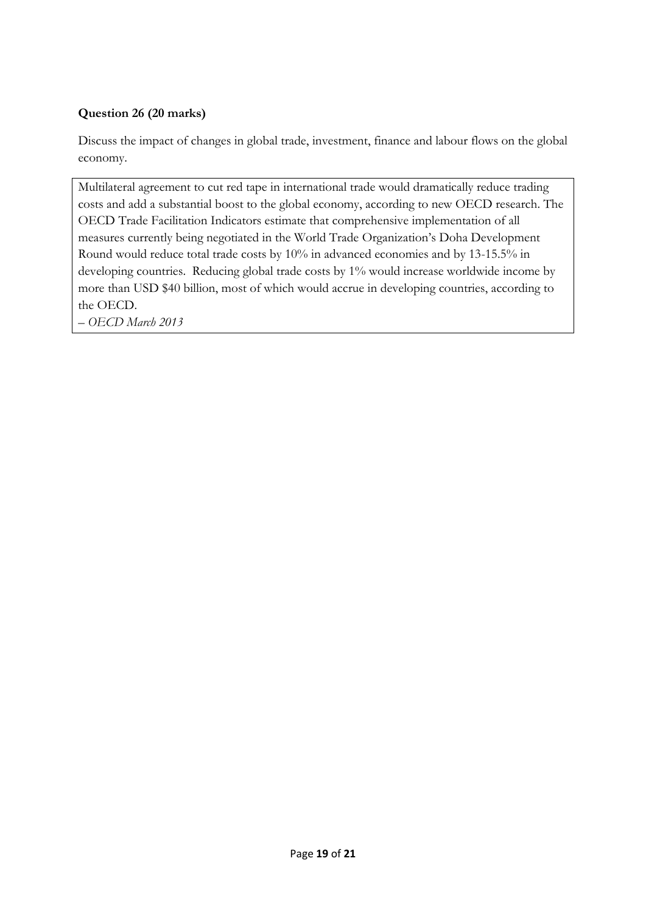**Question 26 (20 marks)**

Discuss the impact of changes in global trade, investment, finance and labour flows on the global economy.

> Multilateral agreement to cut red tape in international trade would dramatically reduce trading costs and add a substantial boost to the global economy, according to new OECD research. The OECD Trade Facilitation Indicators estimate that comprehensive implementation of all measures currently being negotiated in the World Trade Organization's Doha Development Round would reduce total trade costs by 10% in advanced economies and by 13-15.5% in developing countries. Reducing global trade costs by 1% would increase worldwide income by more than USD $40 billion, most of which would accrue in developing countries, according to the OECD.
>
> – *OECD March 2013*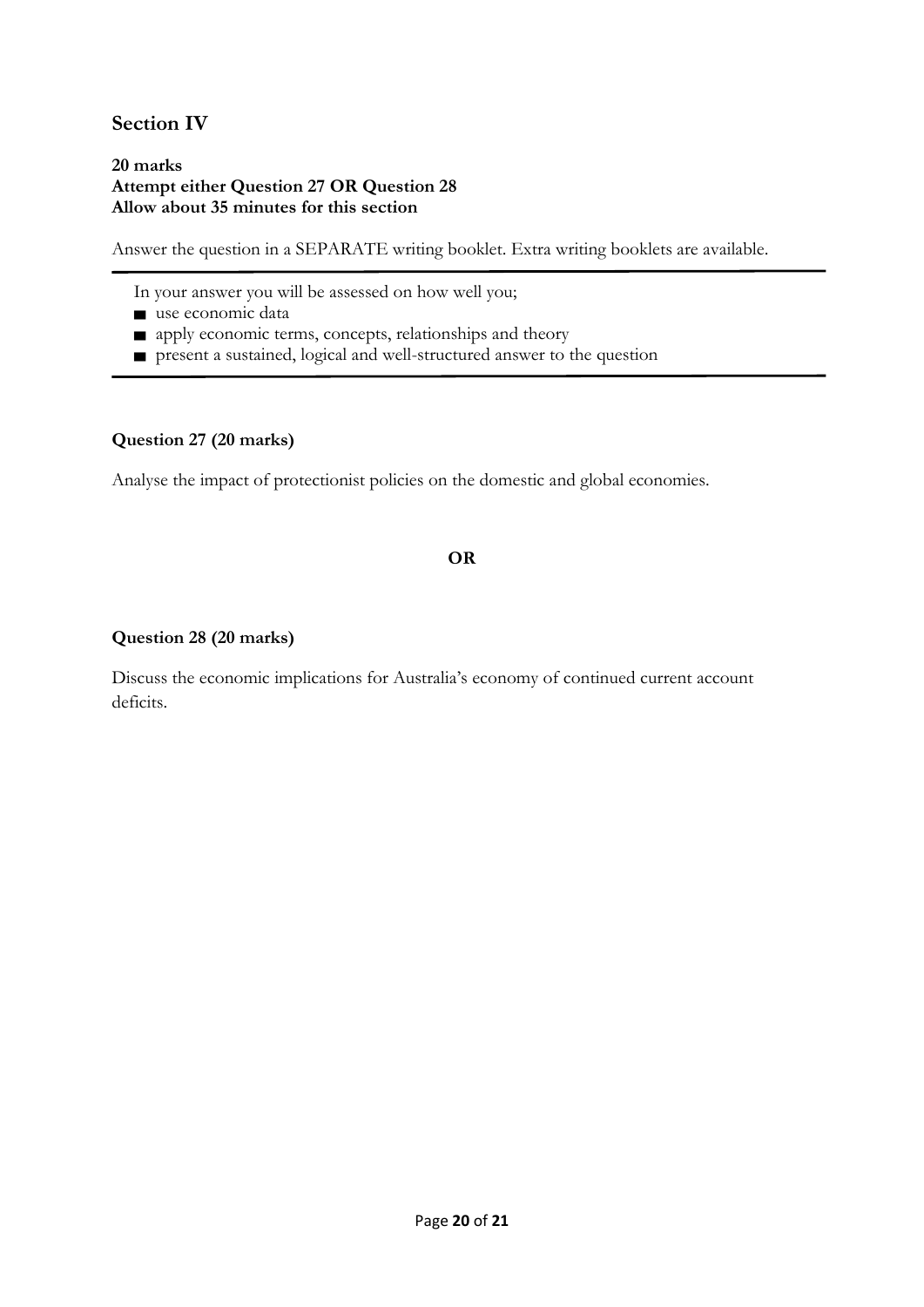## Section IV

**20 marks**
**Attempt either Question 27 OR Question 28**
**Allow about 35 minutes for this section**

Answer the question in a SEPARATE writing booklet. Extra writing booklets are available.

In your answer you will be assessed on how well you;

- use economic data
- apply economic terms, concepts, relationships and theory
- present a sustained, logical and well-structured answer to the question

**Question 27 (20 marks)**

Analyse the impact of protectionist policies on the domestic and global economies.

**OR**

**Question 28 (20 marks)**

Discuss the economic implications for Australia's economy of continued current account deficits.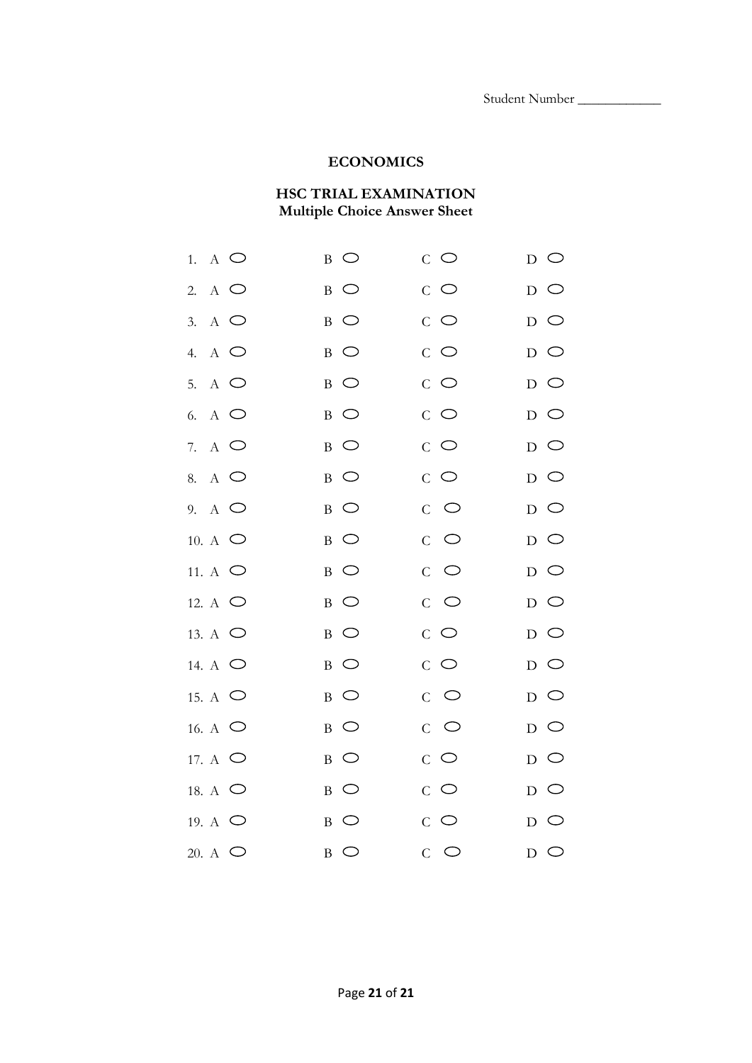Student Number ____________

## ECONOMICS

### HSC TRIAL EXAMINATION
**Multiple Choice Answer Sheet**

| | | | | |
|---|---|---|---|---|
| 1. | A ○ | B ○ | C ○ | D ○ |
| 2. | A ○ | B ○ | C ○ | D ○ |
| 3. | A ○ | B ○ | C ○ | D ○ |
| 4. | A ○ | B ○ | C ○ | D ○ |
| 5. | A ○ | B ○ | C ○ | D ○ |
| 6. | A ○ | B ○ | C ○ | D ○ |
| 7. | A ○ | B ○ | C ○ | D ○ |
| 8. | A ○ | B ○ | C ○ | D ○ |
| 9. | A ○ | B ○ | C ○ | D ○ |
| 10. | A ○ | B ○ | C ○ | D ○ |
| 11. | A ○ | B ○ | C ○ | D ○ |
| 12. | A ○ | B ○ | C ○ | D ○ |
| 13. | A ○ | B ○ | C ○ | D ○ |
| 14. | A ○ | B ○ | C ○ | D ○ |
| 15. | A ○ | B ○ | C ○ | D ○ |
| 16. | A ○ | B ○ | C ○ | D ○ |
| 17. | A ○ | B ○ | C ○ | D ○ |
| 18. | A ○ | B ○ | C ○ | D ○ |
| 19. | A ○ | B ○ | C ○ | D ○ |
| 20. | A ○ | B ○ | C ○ | D ○ |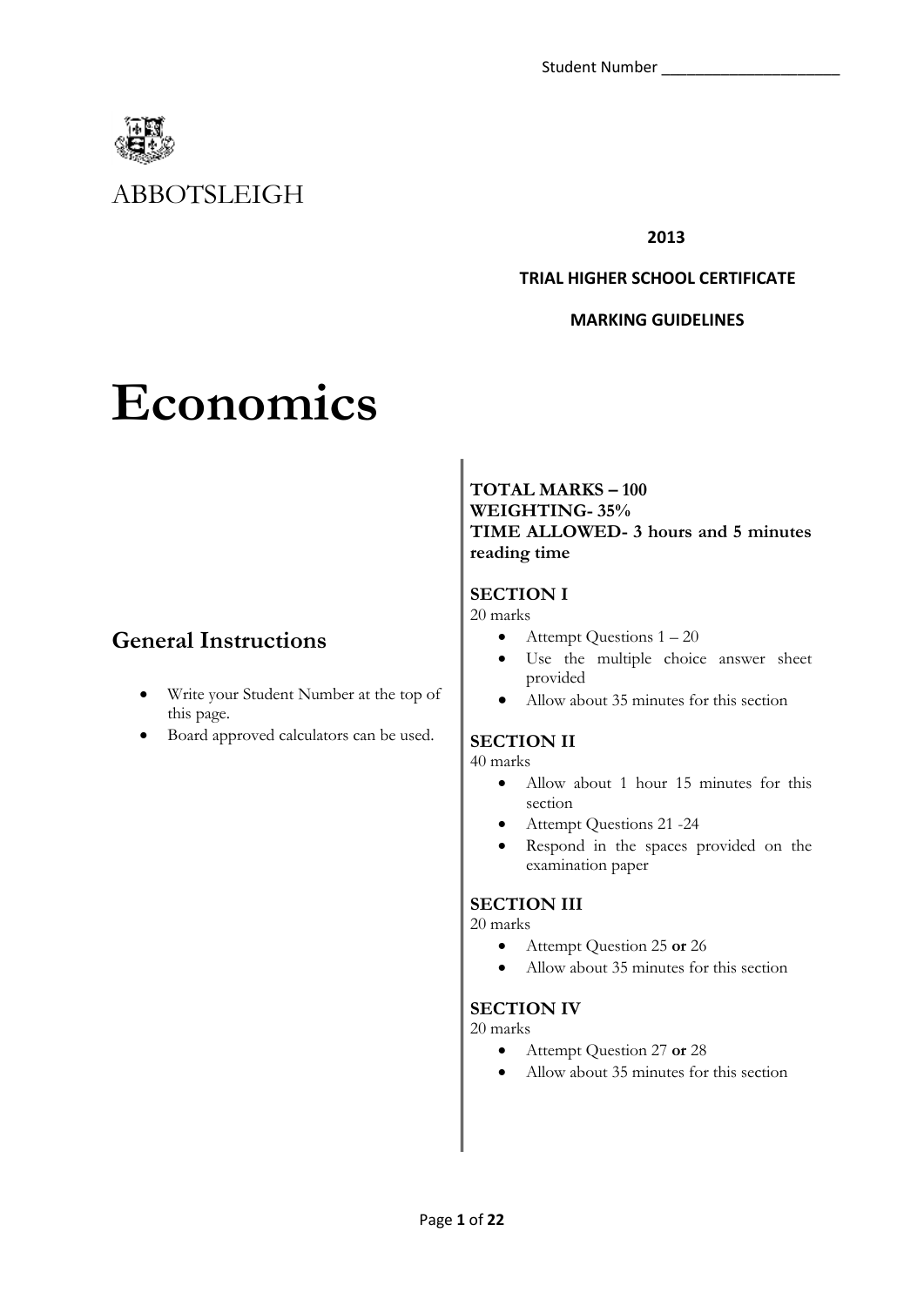Student Number ______________________

ABBOTSLEIGH

**2013**

**TRIAL HIGHER SCHOOL CERTIFICATE**

**MARKING GUIDELINES**

# Economics

**TOTAL MARKS – 100**
**WEIGHTING- 35%**
**TIME ALLOWED- 3 hours and 5 minutes reading time**

**SECTION I**
20 marks

- Attempt Questions 1 – 20
- Use the multiple choice answer sheet provided
- Allow about 35 minutes for this section

**SECTION II**
40 marks

- Allow about 1 hour 15 minutes for this section
- Attempt Questions 21 -24
- Respond in the spaces provided on the examination paper

**SECTION III**
20 marks

- Attempt Question 25 **or** 26
- Allow about 35 minutes for this section

**SECTION IV**
20 marks

- Attempt Question 27 **or** 28
- Allow about 35 minutes for this section

## General Instructions

- Write your Student Number at the top of this page.
- Board approved calculators can be used.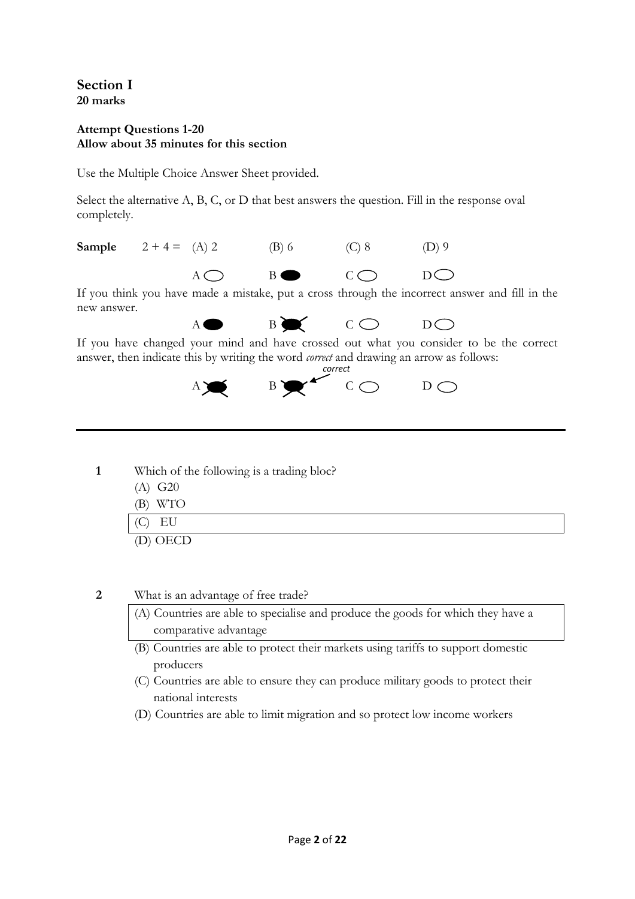## Section I
**20 marks**

**Attempt Questions 1-20**
**Allow about 35 minutes for this section**

Use the Multiple Choice Answer Sheet provided.

Select the alternative A, B, C, or D that best answers the question. Fill in the response oval completely.

**Sample** 2 + 4 = (A) 2 (B) 6 (C) 8 (D) 9

A ○ B ● C ○ D ○

If you think you have made a mistake, put a cross through the incorrect answer and fill in the new answer.

A ● B ☒ C ○ D ○

If you have changed your mind and have crossed out what you consider to be the correct answer, then indicate this by writing the word *correct* and drawing an arrow as follows:

A ☒ B ☒ ← *correct* C ○ D ○

---

**1** Which of the following is a trading bloc?

(A) G20

(B) WTO

(C) EU

(D) OECD

**2** What is an advantage of free trade?

(A) Countries are able to specialise and produce the goods for which they have a comparative advantage

(B) Countries are able to protect their markets using tariffs to support domestic producers

(C) Countries are able to ensure they can produce military goods to protect their national interests

(D) Countries are able to limit migration and so protect low income workers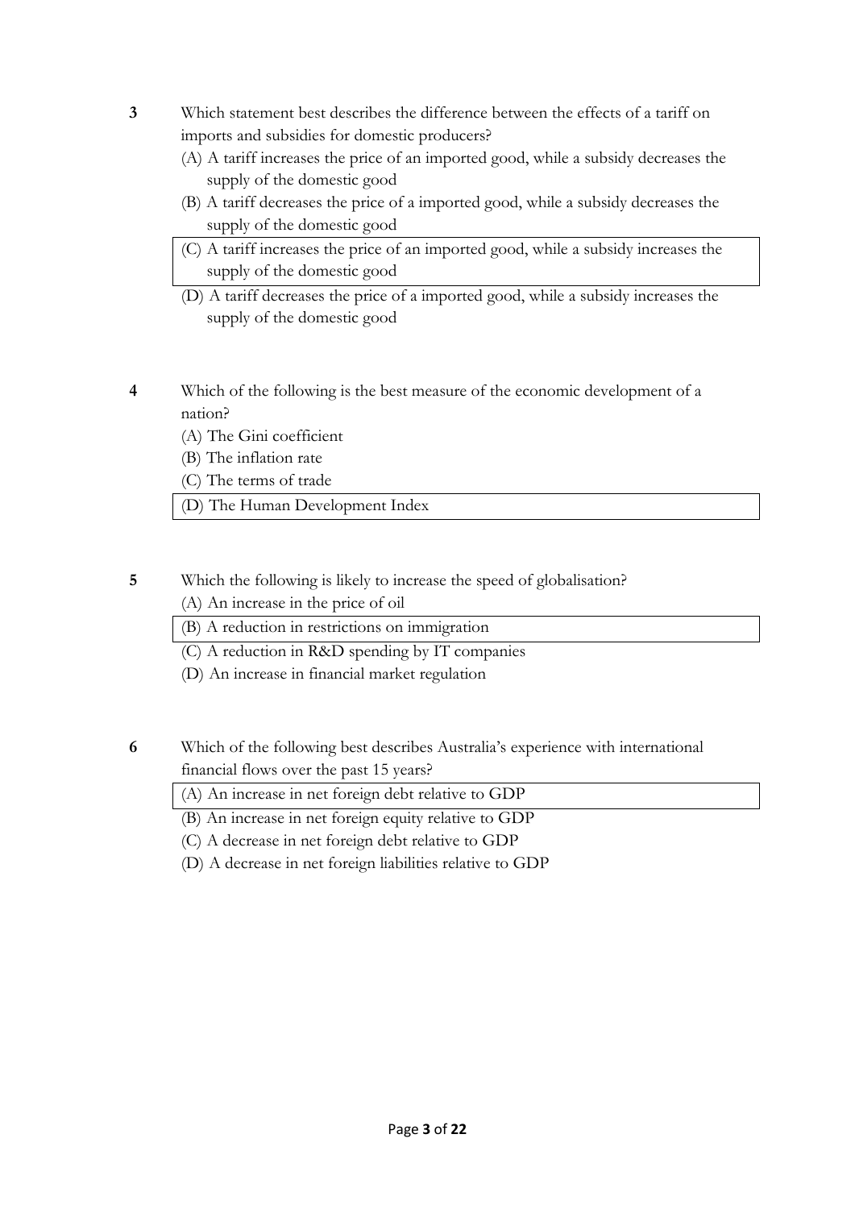**3** Which statement best describes the difference between the effects of a tariff on imports and subsidies for domestic producers?

(A) A tariff increases the price of an imported good, while a subsidy decreases the supply of the domestic good

(B) A tariff decreases the price of a imported good, while a subsidy decreases the supply of the domestic good

(C) A tariff increases the price of an imported good, while a subsidy increases the supply of the domestic good

(D) A tariff decreases the price of a imported good, while a subsidy increases the supply of the domestic good

**4** Which of the following is the best measure of the economic development of a nation?

(A) The Gini coefficient

(B) The inflation rate

(C) The terms of trade

(D) The Human Development Index

**5** Which the following is likely to increase the speed of globalisation?

(A) An increase in the price of oil

(B) A reduction in restrictions on immigration

(C) A reduction in R&D spending by IT companies

(D) An increase in financial market regulation

**6** Which of the following best describes Australia's experience with international financial flows over the past 15 years?

(A) An increase in net foreign debt relative to GDP

(B) An increase in net foreign equity relative to GDP

(C) A decrease in net foreign debt relative to GDP

(D) A decrease in net foreign liabilities relative to GDP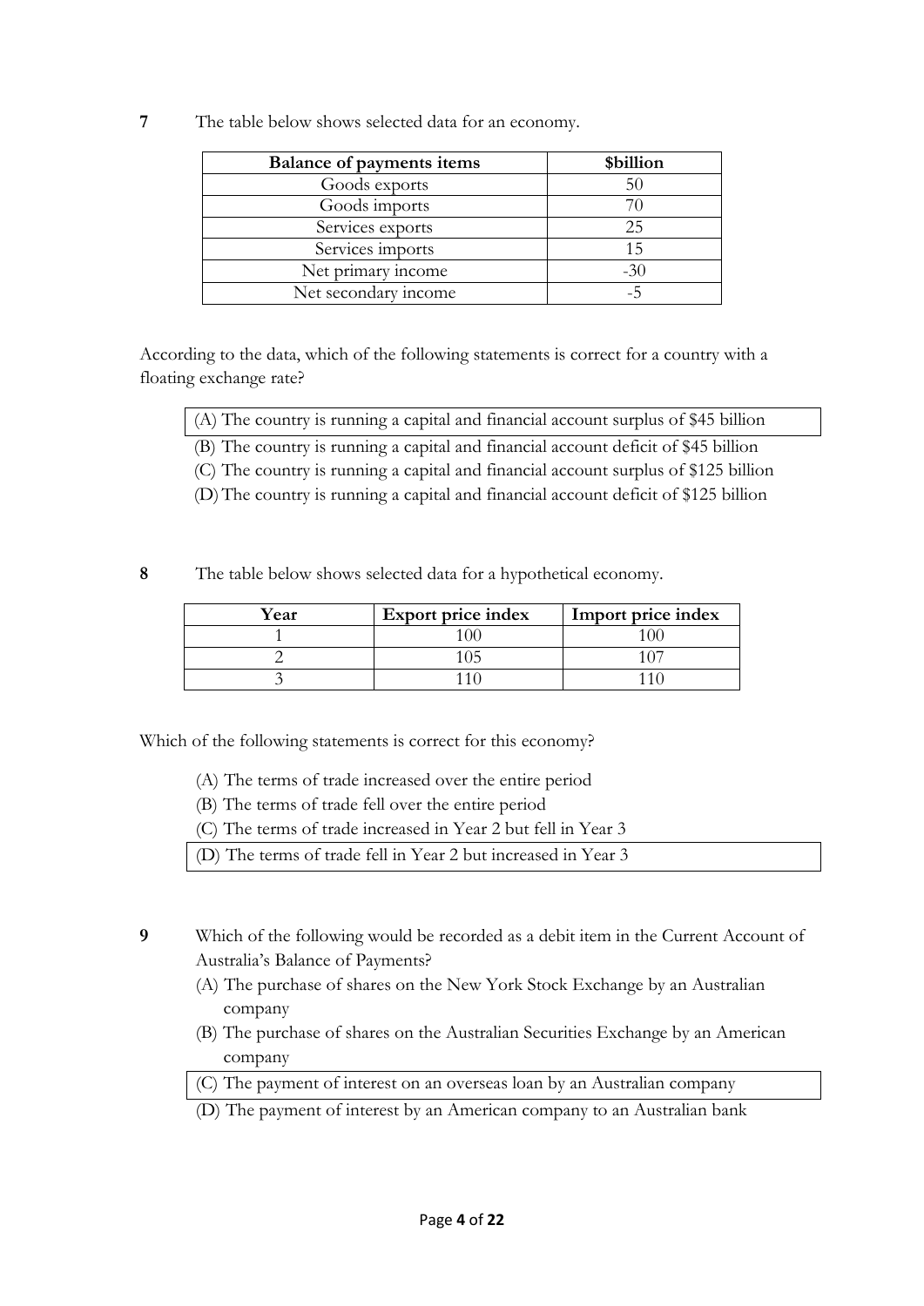**7** The table below shows selected data for an economy.

| Balance of payments items | $billion |
|---|---|
| Goods exports | 50 |
| Goods imports | 70 |
| Services exports | 25 |
| Services imports | 15 |
| Net primary income | -30 |
| Net secondary income | -5 |

According to the data, which of the following statements is correct for a country with a floating exchange rate?

(A) The country is running a capital and financial account surplus of $45 billion

(B) The country is running a capital and financial account deficit of $45 billion

(C) The country is running a capital and financial account surplus of $125 billion

(D) The country is running a capital and financial account deficit of $125 billion

**8** The table below shows selected data for a hypothetical economy.

| Year | Export price index | Import price index |
|---|---|---|
| 1 | 100 | 100 |
| 2 | 105 | 107 |
| 3 | 110 | 110 |

Which of the following statements is correct for this economy?

(A) The terms of trade increased over the entire period

(B) The terms of trade fell over the entire period

(C) The terms of trade increased in Year 2 but fell in Year 3

(D) The terms of trade fell in Year 2 but increased in Year 3

**9** Which of the following would be recorded as a debit item in the Current Account of Australia's Balance of Payments?

(A) The purchase of shares on the New York Stock Exchange by an Australian company

(B) The purchase of shares on the Australian Securities Exchange by an American company

(C) The payment of interest on an overseas loan by an Australian company

(D) The payment of interest by an American company to an Australian bank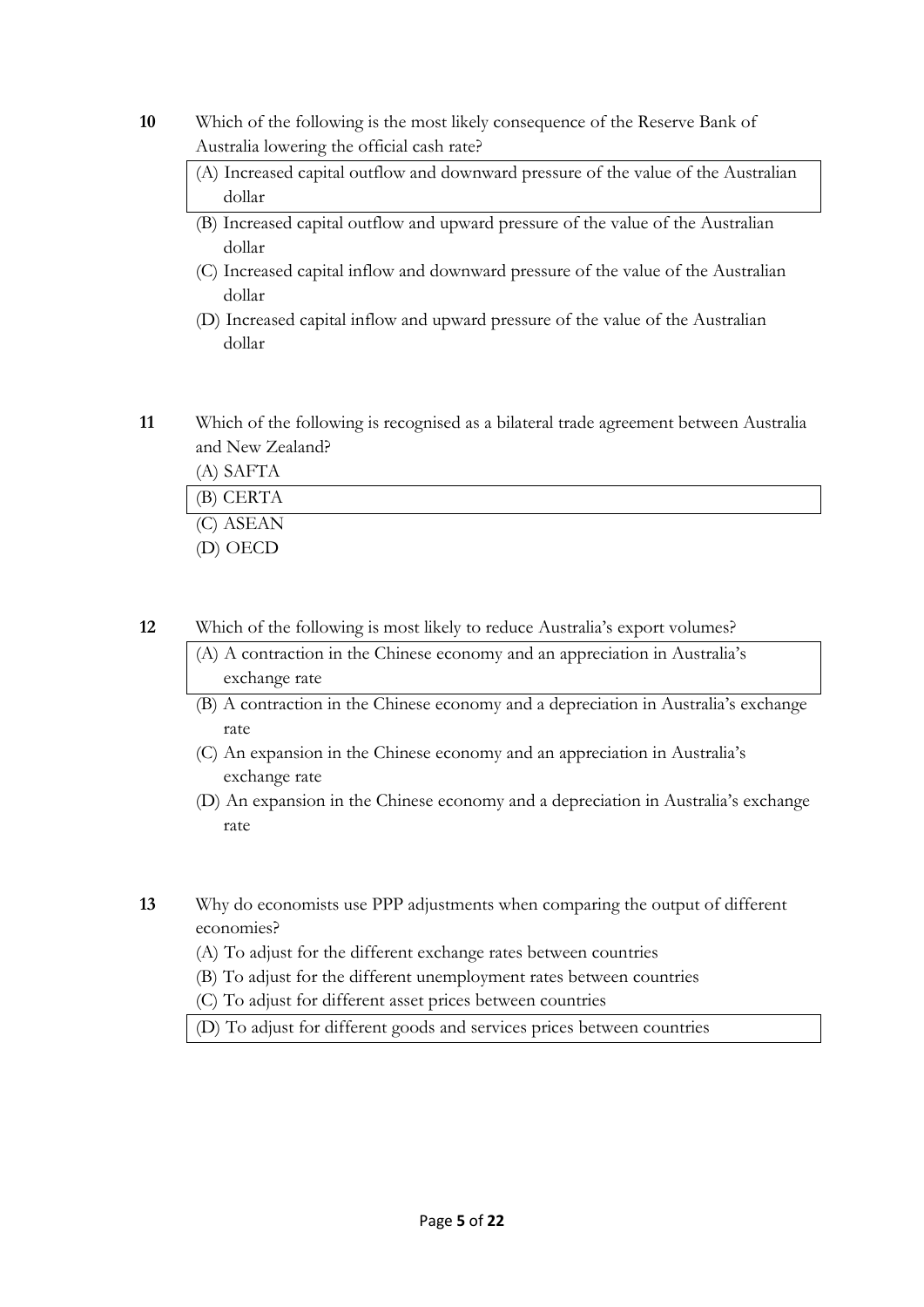**10** Which of the following is the most likely consequence of the Reserve Bank of Australia lowering the official cash rate?

(A) Increased capital outflow and downward pressure of the value of the Australian dollar

(B) Increased capital outflow and upward pressure of the value of the Australian dollar

(C) Increased capital inflow and downward pressure of the value of the Australian dollar

(D) Increased capital inflow and upward pressure of the value of the Australian dollar

**11** Which of the following is recognised as a bilateral trade agreement between Australia and New Zealand?

(A) SAFTA

(B) CERTA

(C) ASEAN

(D) OECD

**12** Which of the following is most likely to reduce Australia's export volumes?

(A) A contraction in the Chinese economy and an appreciation in Australia's exchange rate

(B) A contraction in the Chinese economy and a depreciation in Australia's exchange rate

(C) An expansion in the Chinese economy and an appreciation in Australia's exchange rate

(D) An expansion in the Chinese economy and a depreciation in Australia's exchange rate

**13** Why do economists use PPP adjustments when comparing the output of different economies?

(A) To adjust for the different exchange rates between countries

(B) To adjust for the different unemployment rates between countries

(C) To adjust for different asset prices between countries

(D) To adjust for different goods and services prices between countries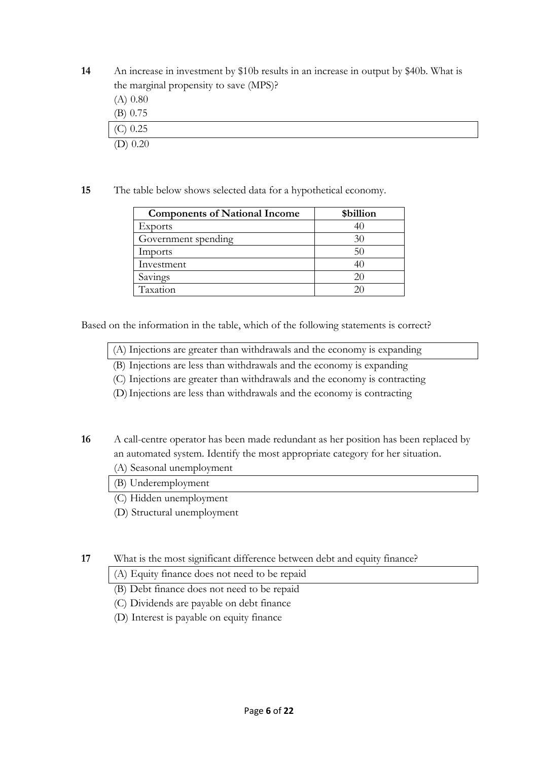**14** An increase in investment by $10b results in an increase in output by $40b. What is the marginal propensity to save (MPS)?

(A) 0.80

(B) 0.75

(C) 0.25

(D) 0.20

**15** The table below shows selected data for a hypothetical economy.

| Components of National Income | $billion |
|---|---|
| Exports | 40 |
| Government spending | 30 |
| Imports | 50 |
| Investment | 40 |
| Savings | 20 |
| Taxation | 20 |

Based on the information in the table, which of the following statements is correct?

(A) Injections are greater than withdrawals and the economy is expanding

(B) Injections are less than withdrawals and the economy is expanding

(C) Injections are greater than withdrawals and the economy is contracting

(D) Injections are less than withdrawals and the economy is contracting

**16** A call-centre operator has been made redundant as her position has been replaced by an automated system. Identify the most appropriate category for her situation.

(A) Seasonal unemployment

(B) Underemployment

(C) Hidden unemployment

(D) Structural unemployment

**17** What is the most significant difference between debt and equity finance?

(A) Equity finance does not need to be repaid

(B) Debt finance does not need to be repaid

(C) Dividends are payable on debt finance

(D) Interest is payable on equity finance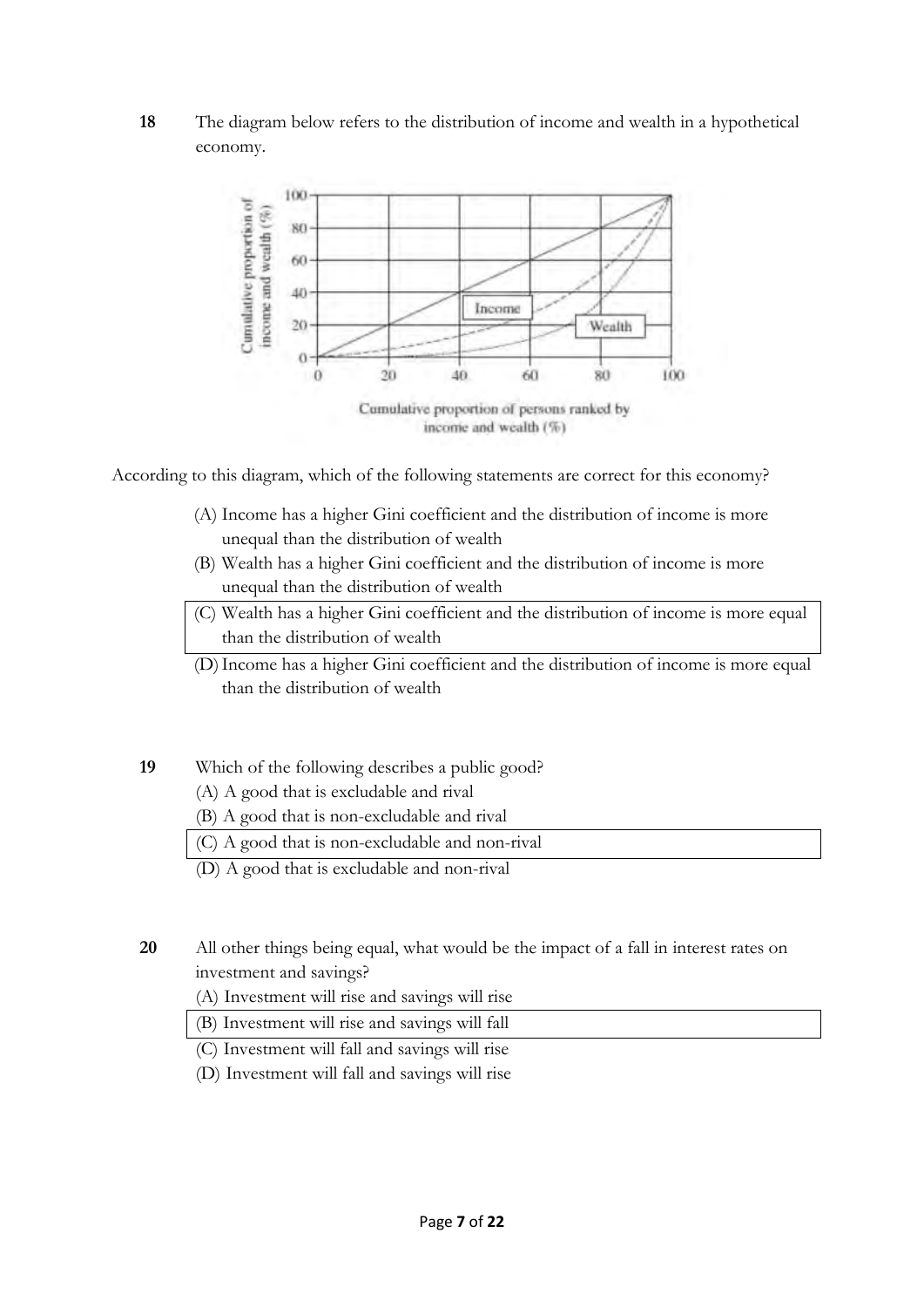**18** The diagram below refers to the distribution of income and wealth in a hypothetical economy.

According to this diagram, which of the following statements are correct for this economy?

(A) Income has a higher Gini coefficient and the distribution of income is more unequal than the distribution of wealth

(B) Wealth has a higher Gini coefficient and the distribution of income is more unequal than the distribution of wealth

(C) Wealth has a higher Gini coefficient and the distribution of income is more equal than the distribution of wealth

(D) Income has a higher Gini coefficient and the distribution of income is more equal than the distribution of wealth

**19** Which of the following describes a public good?

(A) A good that is excludable and rival

(B) A good that is non-excludable and rival

(C) A good that is non-excludable and non-rival

(D) A good that is excludable and non-rival

**20** All other things being equal, what would be the impact of a fall in interest rates on investment and savings?

(A) Investment will rise and savings will rise

(B) Investment will rise and savings will fall

(C) Investment will fall and savings will rise

(D) Investment will fall and savings will rise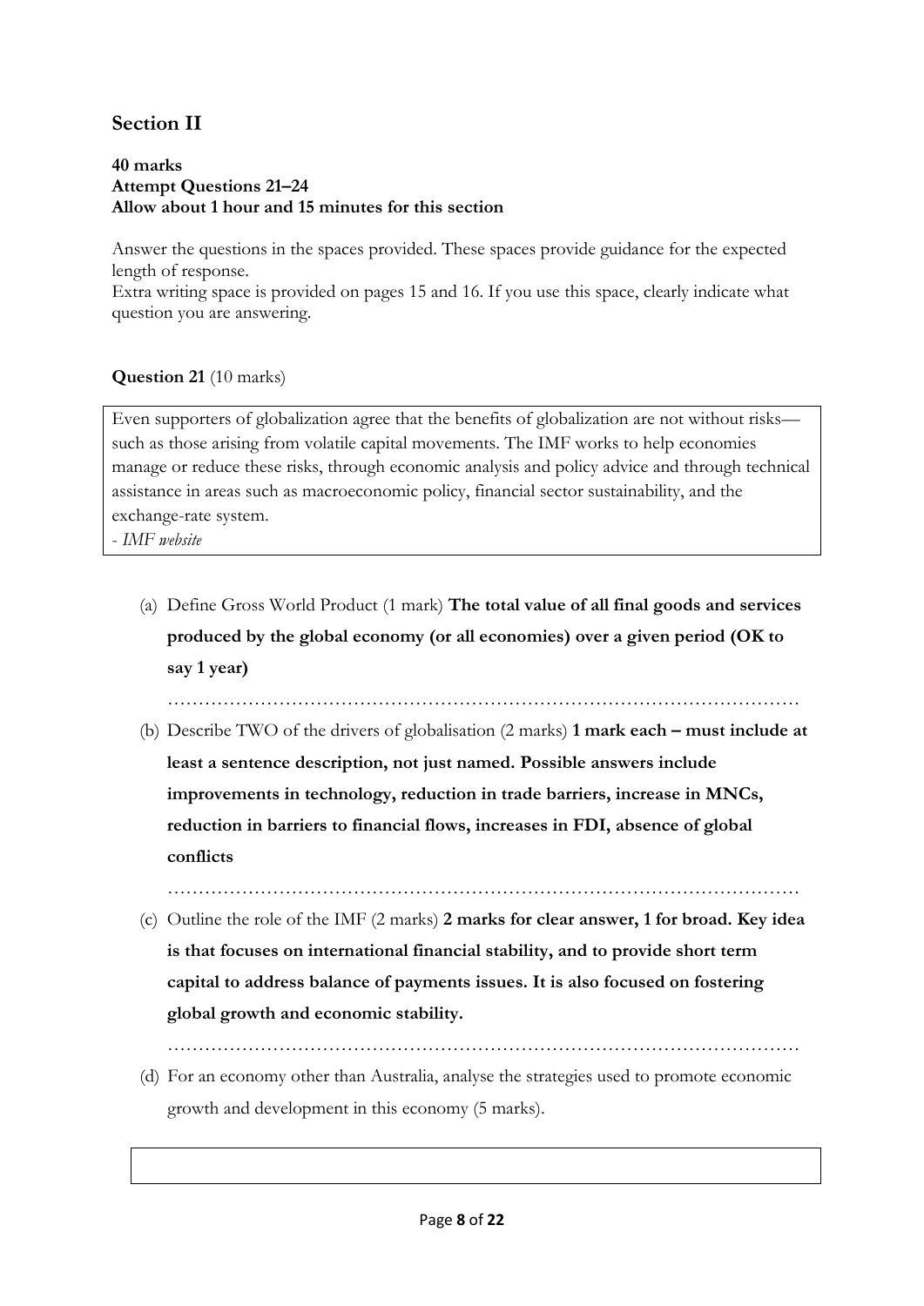## Section II

**40 marks**
**Attempt Questions 21–24**
**Allow about 1 hour and 15 minutes for this section**

Answer the questions in the spaces provided. These spaces provide guidance for the expected length of response.
Extra writing space is provided on pages 15 and 16. If you use this space, clearly indicate what question you are answering.

**Question 21** (10 marks)

> Even supporters of globalization agree that the benefits of globalization are not without risks—such as those arising from volatile capital movements. The IMF works to help economies manage or reduce these risks, through economic analysis and policy advice and through technical assistance in areas such as macroeconomic policy, financial sector sustainability, and the exchange-rate system.
> - *IMF website*

(a) Define Gross World Product (1 mark) **The total value of all final goods and services produced by the global economy (or all economies) over a given period (OK to say 1 year)**

…………………………………………………………………………………………

(b) Describe TWO of the drivers of globalisation (2 marks) **1 mark each – must include at least a sentence description, not just named. Possible answers include improvements in technology, reduction in trade barriers, increase in MNCs, reduction in barriers to financial flows, increases in FDI, absence of global conflicts**

…………………………………………………………………………………………

(c) Outline the role of the IMF (2 marks) **2 marks for clear answer, 1 for broad. Key idea is that focuses on international financial stability, and to provide short term capital to address balance of payments issues. It is also focused on fostering global growth and economic stability.**

…………………………………………………………………………………………

(d) For an economy other than Australia, analyse the strategies used to promote economic growth and development in this economy (5 marks).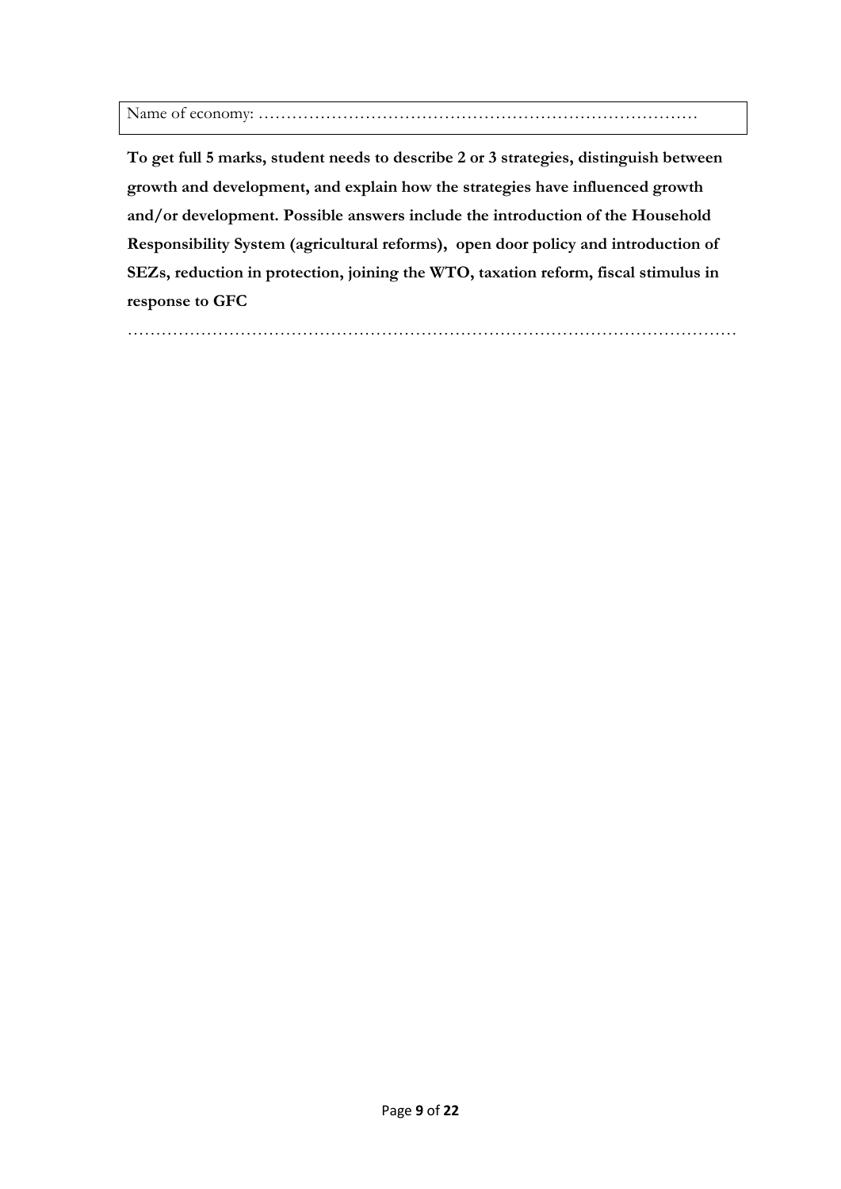Name of economy: ……………………………………………………………………

**To get full 5 marks, student needs to describe 2 or 3 strategies, distinguish between growth and development, and explain how the strategies have influenced growth and/or development. Possible answers include the introduction of the Household Responsibility System (agricultural reforms), open door policy and introduction of SEZs, reduction in protection, joining the WTO, taxation reform, fiscal stimulus in response to GFC**

…………………………………………………………………………………………………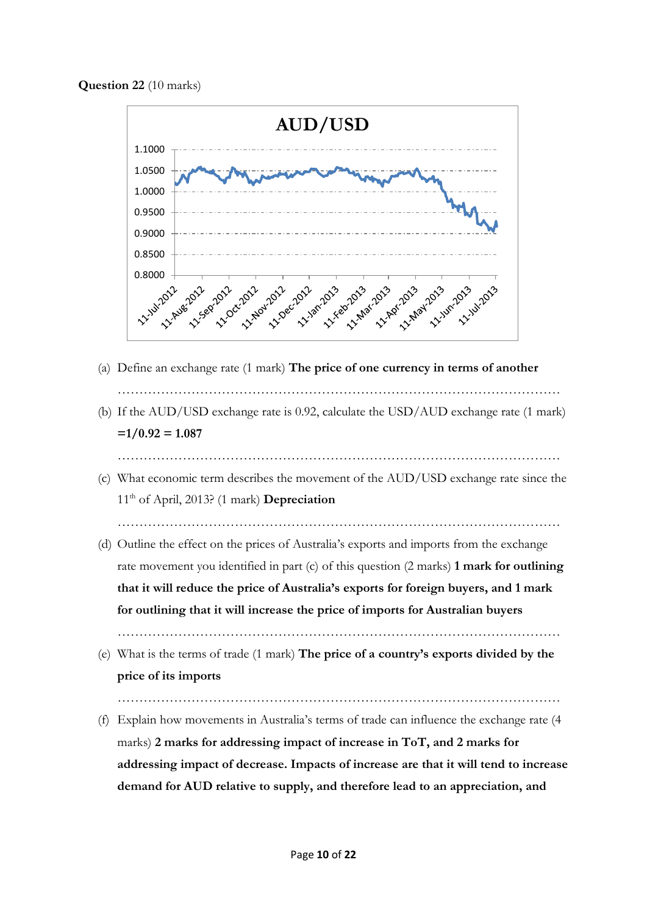**Question 22** (10 marks)

(a) Define an exchange rate (1 mark) **The price of one currency in terms of another**

…………………………………………………………………………………………

(b) If the AUD/USD exchange rate is 0.92, calculate the USD/AUD exchange rate (1 mark) **=1/0.92 = 1.087**

…………………………………………………………………………………………

(c) What economic term describes the movement of the AUD/USD exchange rate since the 11th of April, 2013? (1 mark) **Depreciation**

…………………………………………………………………………………………

(d) Outline the effect on the prices of Australia's exports and imports from the exchange rate movement you identified in part (c) of this question (2 marks) **1 mark for outlining that it will reduce the price of Australia's exports for foreign buyers, and 1 mark for outlining that it will increase the price of imports for Australian buyers**

…………………………………………………………………………………………

(e) What is the terms of trade (1 mark) **The price of a country's exports divided by the price of its imports**

…………………………………………………………………………………………

(f) Explain how movements in Australia's terms of trade can influence the exchange rate (4 marks) **2 marks for addressing impact of increase in ToT, and 2 marks for addressing impact of decrease. Impacts of increase are that it will tend to increase demand for AUD relative to supply, and therefore lead to an appreciation, and**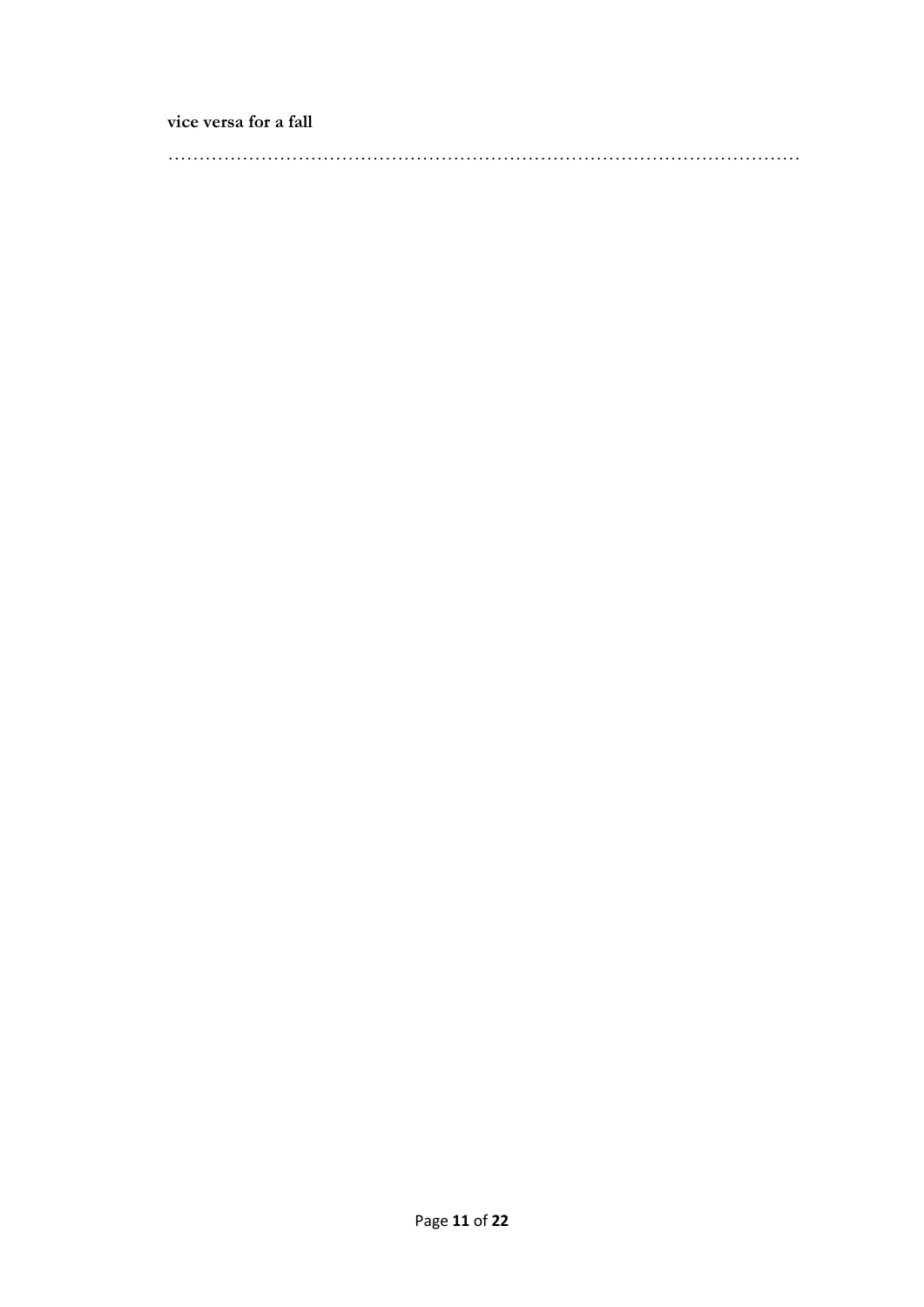**vice versa for a fall**

………………………………………………………………………………………………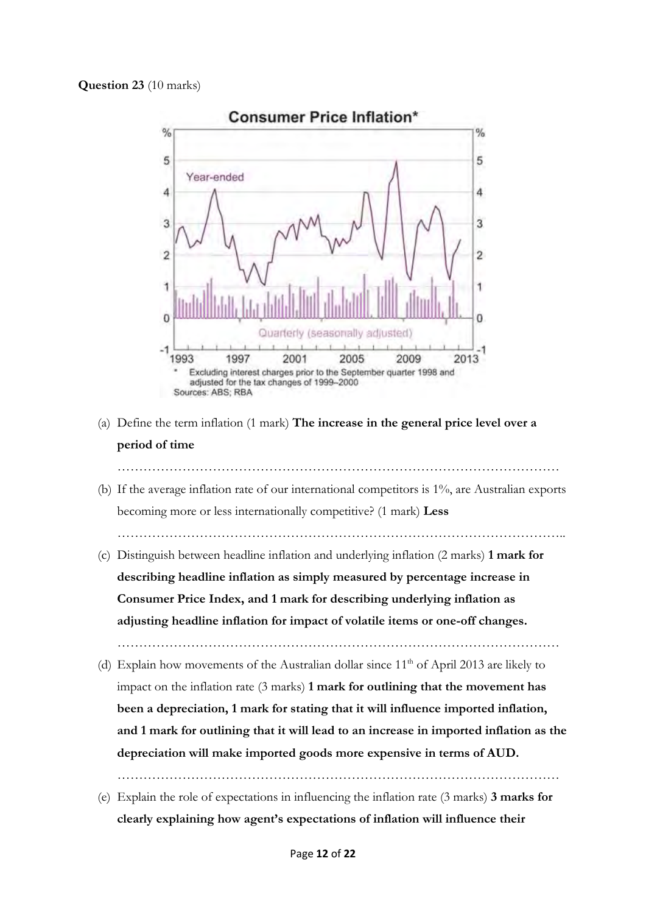**Question 23** (10 marks)

**Consumer Price Inflation***

\* Excluding interest charges prior to the September quarter 1998 and adjusted for the tax changes of 1999–2000

Sources: ABS; RBA

(a) Define the term inflation (1 mark) **The increase in the general price level over a period of time**

(b) If the average inflation rate of our international competitors is 1%, are Australian exports becoming more or less internationally competitive? (1 mark) **Less**

(c) Distinguish between headline inflation and underlying inflation (2 marks) **1 mark for describing headline inflation as simply measured by percentage increase in Consumer Price Index, and 1 mark for describing underlying inflation as adjusting headline inflation for impact of volatile items or one-off changes.**

(d) Explain how movements of the Australian dollar since 11th of April 2013 are likely to impact on the inflation rate (3 marks) **1 mark for outlining that the movement has been a depreciation, 1 mark for stating that it will influence imported inflation, and 1 mark for outlining that it will lead to an increase in imported inflation as the depreciation will make imported goods more expensive in terms of AUD.**

(e) Explain the role of expectations in influencing the inflation rate (3 marks) **3 marks for clearly explaining how agent's expectations of inflation will influence their**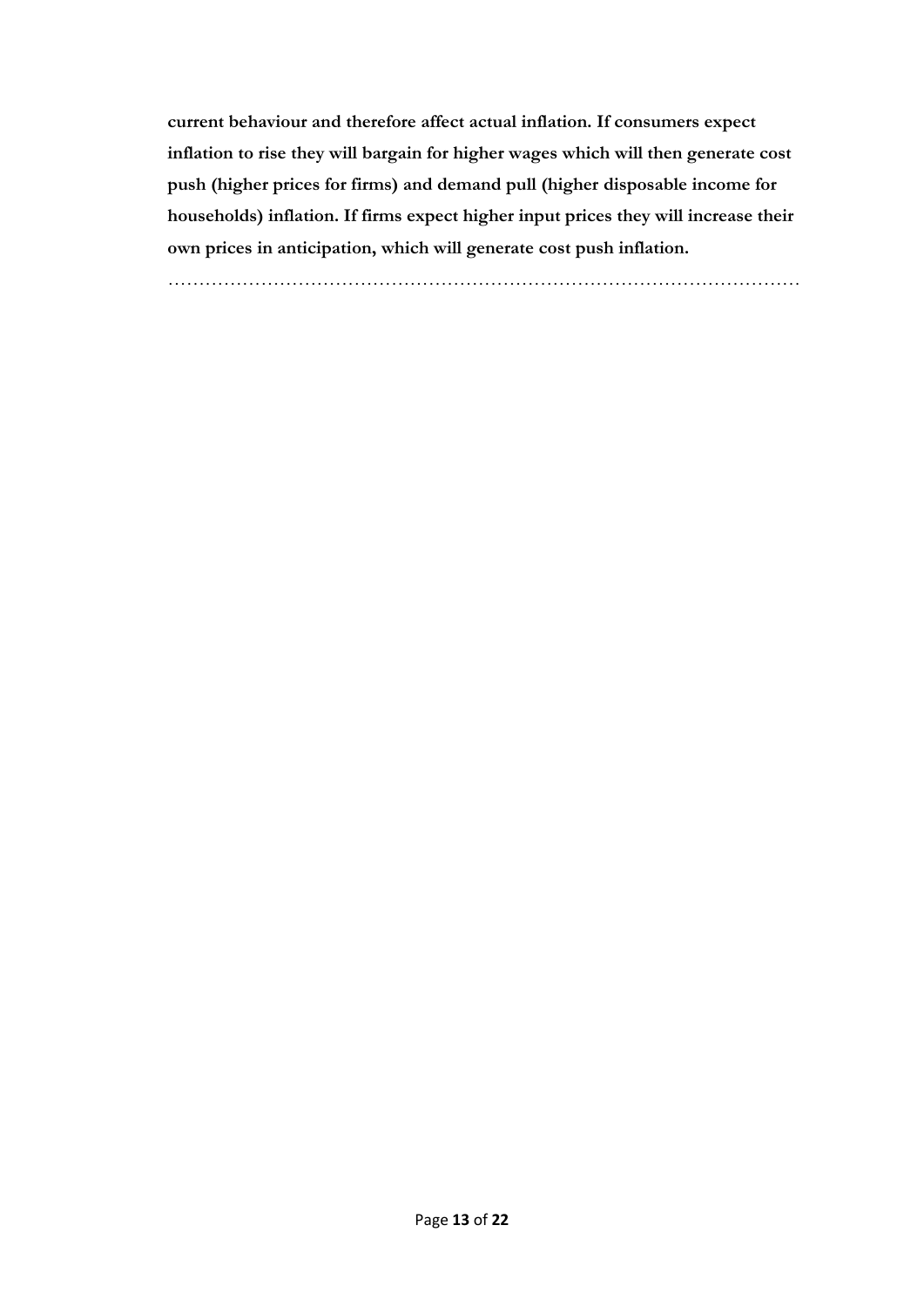**current behaviour and therefore affect actual inflation. If consumers expect inflation to rise they will bargain for higher wages which will then generate cost push (higher prices for firms) and demand pull (higher disposable income for households) inflation. If firms expect higher input prices they will increase their own prices in anticipation, which will generate cost push inflation.**

…………………………………………………………………………………………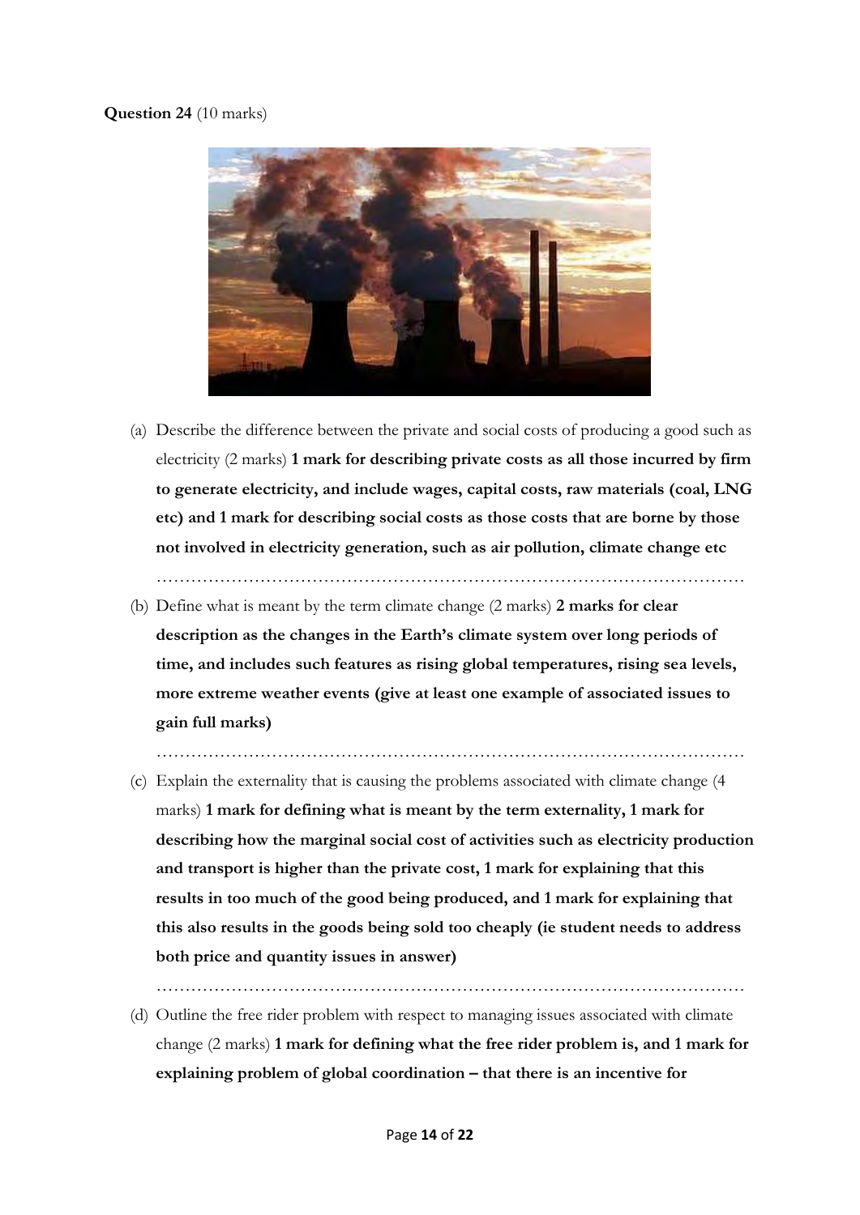**Question 24** (10 marks)

(a) Describe the difference between the private and social costs of producing a good such as electricity (2 marks) **1 mark for describing private costs as all those incurred by firm to generate electricity, and include wages, capital costs, raw materials (coal, LNG etc) and 1 mark for describing social costs as those costs that are borne by those not involved in electricity generation, such as air pollution, climate change etc**

…………………………………………………………………………………………

(b) Define what is meant by the term climate change (2 marks) **2 marks for clear description as the changes in the Earth's climate system over long periods of time, and includes such features as rising global temperatures, rising sea levels, more extreme weather events (give at least one example of associated issues to gain full marks)**

…………………………………………………………………………………………

(c) Explain the externality that is causing the problems associated with climate change (4 marks) **1 mark for defining what is meant by the term externality, 1 mark for describing how the marginal social cost of activities such as electricity production and transport is higher than the private cost, 1 mark for explaining that this results in too much of the good being produced, and 1 mark for explaining that this also results in the goods being sold too cheaply (ie student needs to address both price and quantity issues in answer)**

…………………………………………………………………………………………

(d) Outline the free rider problem with respect to managing issues associated with climate change (2 marks) **1 mark for defining what the free rider problem is, and 1 mark for explaining problem of global coordination – that there is an incentive for**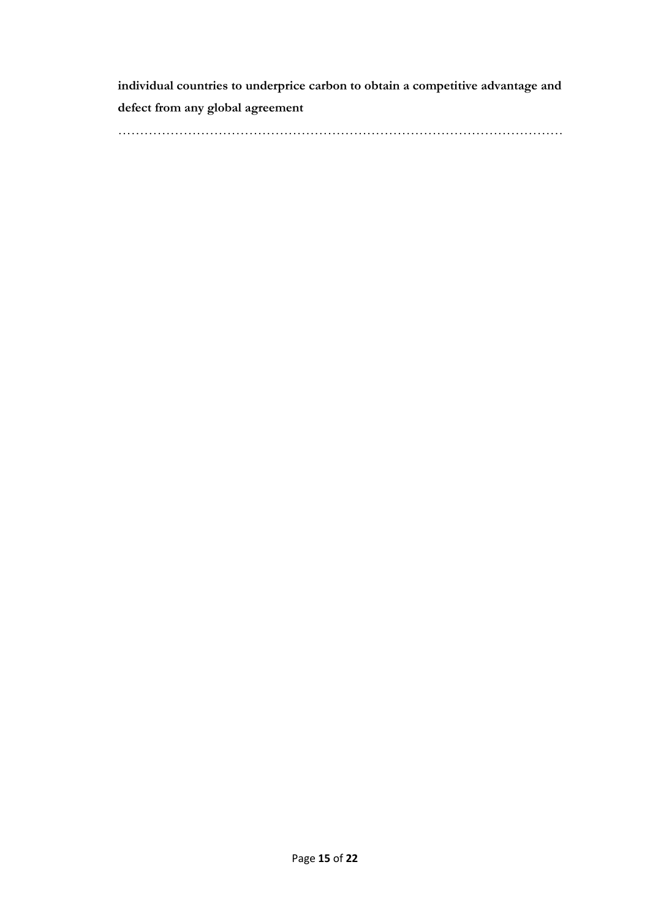**individual countries to underprice carbon to obtain a competitive advantage and defect from any global agreement**

…………………………………………………………………………………………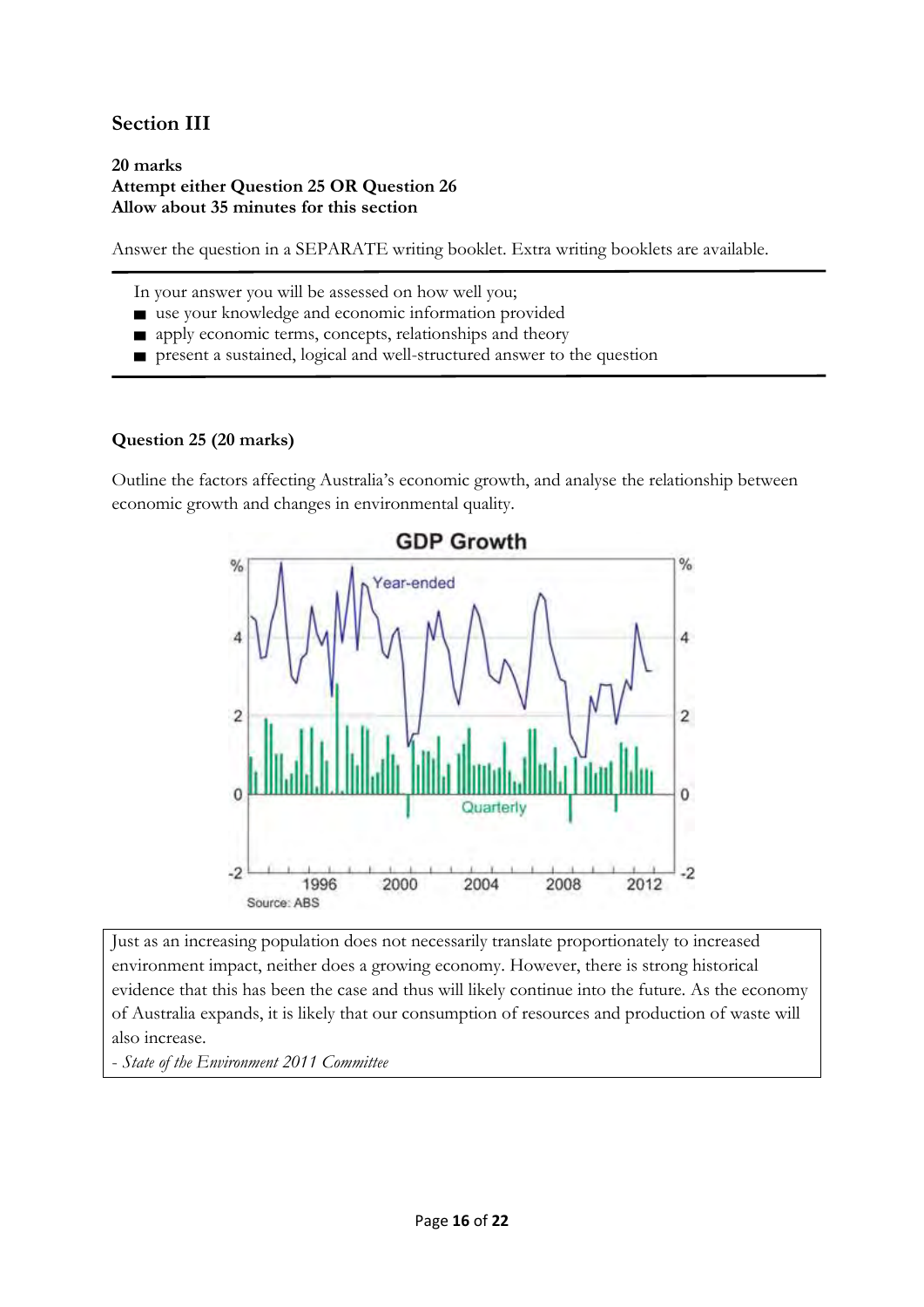## Section III

**20 marks**
**Attempt either Question 25 OR Question 26**
**Allow about 35 minutes for this section**

Answer the question in a SEPARATE writing booklet. Extra writing booklets are available.

---

In your answer you will be assessed on how well you;

- use your knowledge and economic information provided
- apply economic terms, concepts, relationships and theory
- present a sustained, logical and well-structured answer to the question

---

**Question 25 (20 marks)**

Outline the factors affecting Australia's economic growth, and analyse the relationship between economic growth and changes in environmental quality.

**GDP Growth**

Year-ended

Quarterly

Source: ABS

> Just as an increasing population does not necessarily translate proportionately to increased environment impact, neither does a growing economy. However, there is strong historical evidence that this has been the case and thus will likely continue into the future. As the economy of Australia expands, it is likely that our consumption of resources and production of waste will also increase.
>
> *- State of the Environment 2011 Committee*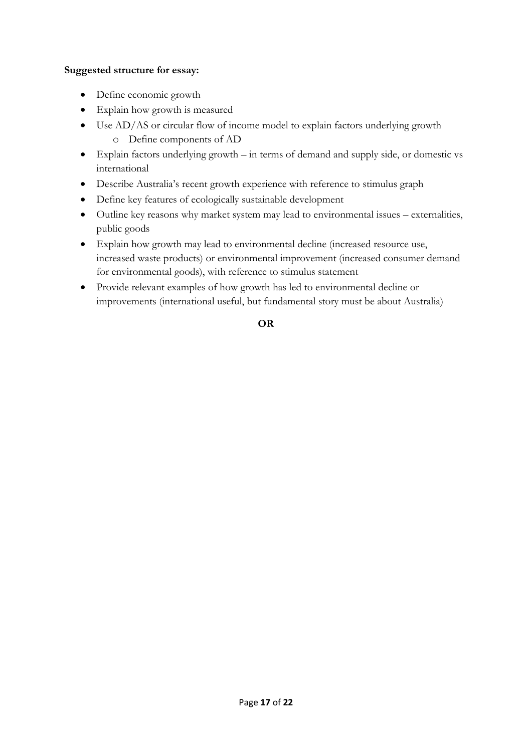**Suggested structure for essay:**

- Define economic growth
- Explain how growth is measured
- Use AD/AS or circular flow of income model to explain factors underlying growth
  - Define components of AD
- Explain factors underlying growth – in terms of demand and supply side, or domestic vs international
- Describe Australia's recent growth experience with reference to stimulus graph
- Define key features of ecologically sustainable development
- Outline key reasons why market system may lead to environmental issues – externalities, public goods
- Explain how growth may lead to environmental decline (increased resource use, increased waste products) or environmental improvement (increased consumer demand for environmental goods), with reference to stimulus statement
- Provide relevant examples of how growth has led to environmental decline or improvements (international useful, but fundamental story must be about Australia)

**OR**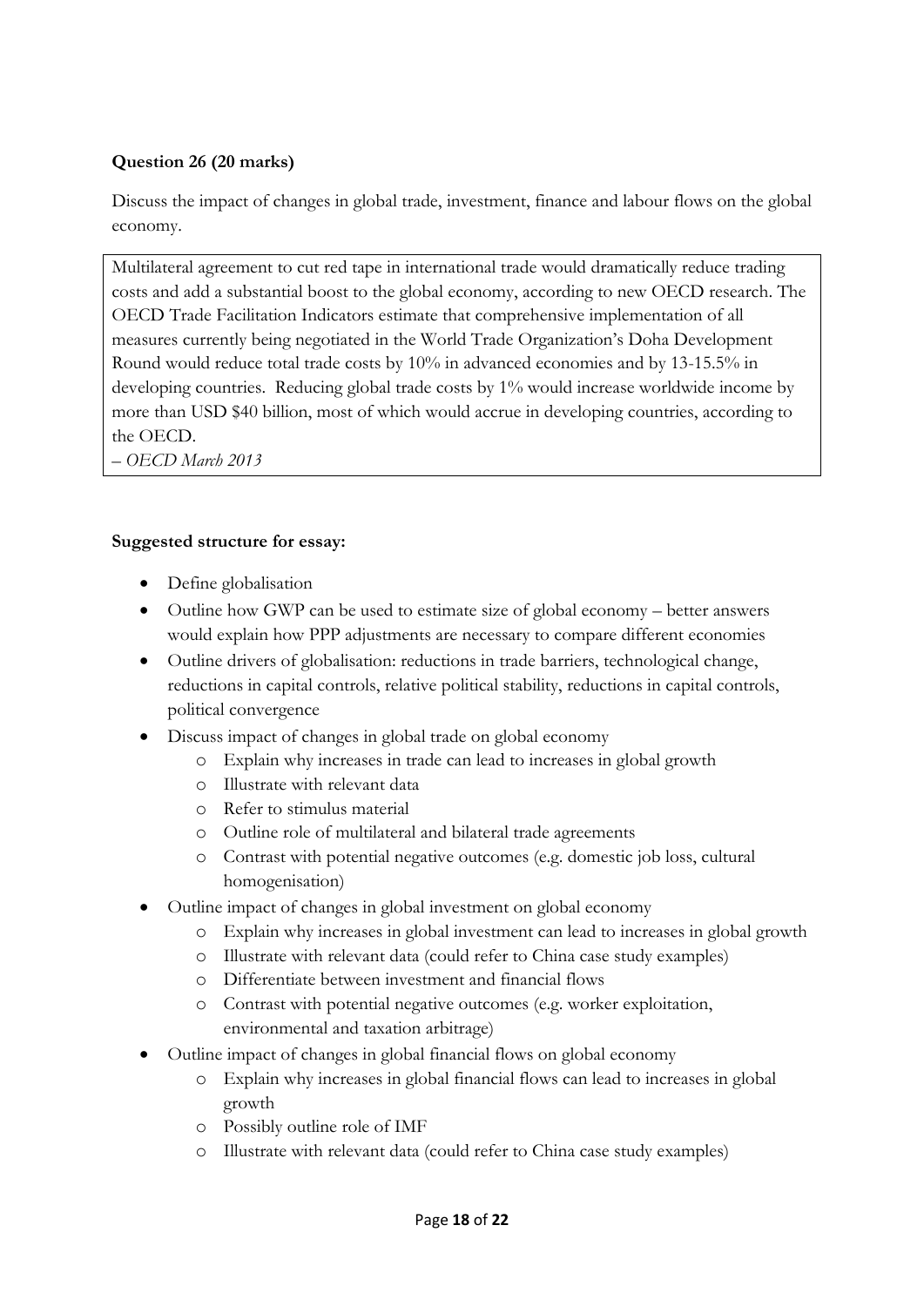**Question 26 (20 marks)**

Discuss the impact of changes in global trade, investment, finance and labour flows on the global economy.

> Multilateral agreement to cut red tape in international trade would dramatically reduce trading costs and add a substantial boost to the global economy, according to new OECD research. The OECD Trade Facilitation Indicators estimate that comprehensive implementation of all measures currently being negotiated in the World Trade Organization's Doha Development Round would reduce total trade costs by 10% in advanced economies and by 13-15.5% in developing countries. Reducing global trade costs by 1% would increase worldwide income by more than USD $40 billion, most of which would accrue in developing countries, according to the OECD.
>
> – *OECD March 2013*

**Suggested structure for essay:**

- Define globalisation
- Outline how GWP can be used to estimate size of global economy – better answers would explain how PPP adjustments are necessary to compare different economies
- Outline drivers of globalisation: reductions in trade barriers, technological change, reductions in capital controls, relative political stability, reductions in capital controls, political convergence
- Discuss impact of changes in global trade on global economy
  - Explain why increases in trade can lead to increases in global growth
  - Illustrate with relevant data
  - Refer to stimulus material
  - Outline role of multilateral and bilateral trade agreements
  - Contrast with potential negative outcomes (e.g. domestic job loss, cultural homogenisation)
- Outline impact of changes in global investment on global economy
  - Explain why increases in global investment can lead to increases in global growth
  - Illustrate with relevant data (could refer to China case study examples)
  - Differentiate between investment and financial flows
  - Contrast with potential negative outcomes (e.g. worker exploitation, environmental and taxation arbitrage)
- Outline impact of changes in global financial flows on global economy
  - Explain why increases in global financial flows can lead to increases in global growth
  - Possibly outline role of IMF
  - Illustrate with relevant data (could refer to China case study examples)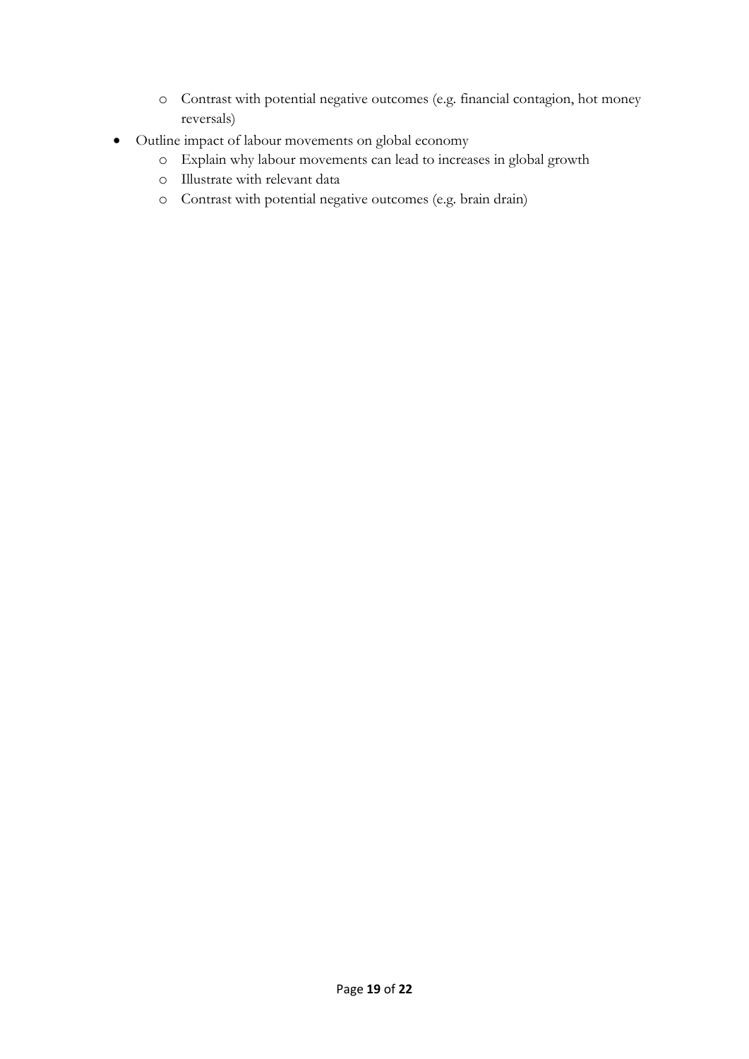- Contrast with potential negative outcomes (e.g. financial contagion, hot money reversals)
- Outline impact of labour movements on global economy
    - Explain why labour movements can lead to increases in global growth
    - Illustrate with relevant data
    - Contrast with potential negative outcomes (e.g. brain drain)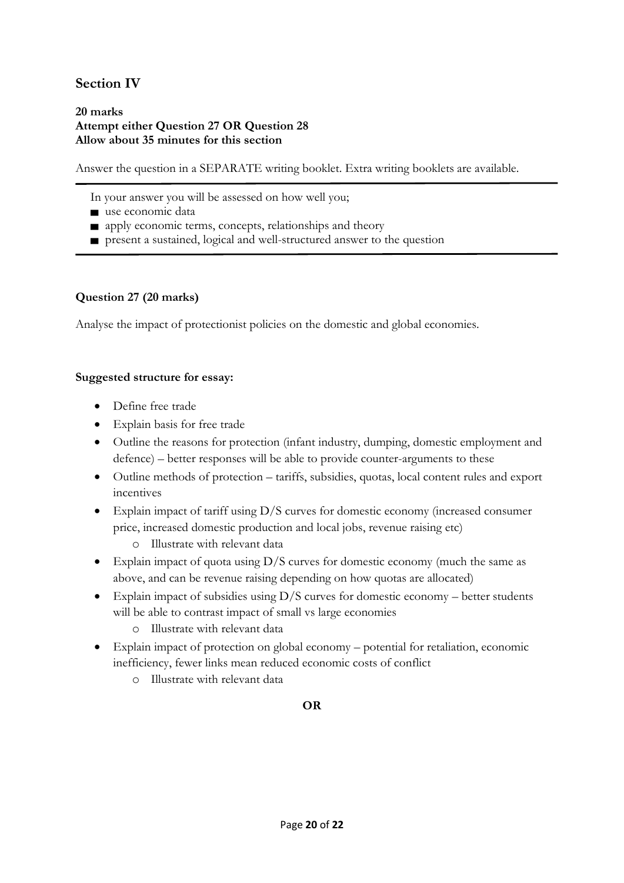## Section IV

**20 marks**
**Attempt either Question 27 OR Question 28**
**Allow about 35 minutes for this section**

Answer the question in a SEPARATE writing booklet. Extra writing booklets are available.

In your answer you will be assessed on how well you;

- use economic data
- apply economic terms, concepts, relationships and theory
- present a sustained, logical and well-structured answer to the question

**Question 27 (20 marks)**

Analyse the impact of protectionist policies on the domestic and global economies.

**Suggested structure for essay:**

- Define free trade
- Explain basis for free trade
- Outline the reasons for protection (infant industry, dumping, domestic employment and defence) – better responses will be able to provide counter-arguments to these
- Outline methods of protection – tariffs, subsidies, quotas, local content rules and export incentives
- Explain impact of tariff using D/S curves for domestic economy (increased consumer price, increased domestic production and local jobs, revenue raising etc)
  - Illustrate with relevant data
- Explain impact of quota using D/S curves for domestic economy (much the same as above, and can be revenue raising depending on how quotas are allocated)
- Explain impact of subsidies using D/S curves for domestic economy – better students will be able to contrast impact of small vs large economies
  - Illustrate with relevant data
- Explain impact of protection on global economy – potential for retaliation, economic inefficiency, fewer links mean reduced economic costs of conflict
  - Illustrate with relevant data

**OR**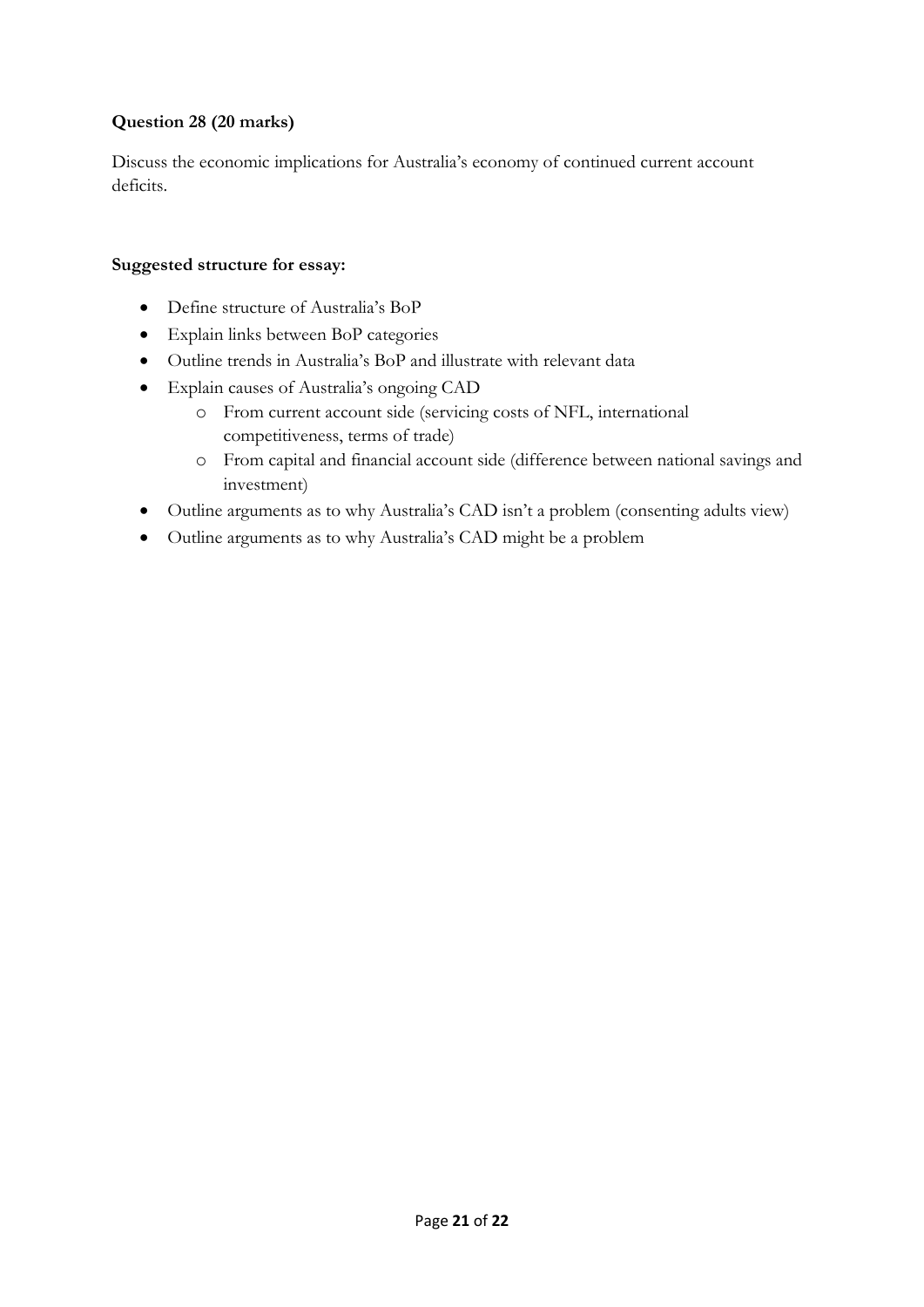**Question 28 (20 marks)**

Discuss the economic implications for Australia's economy of continued current account deficits.

**Suggested structure for essay:**

- Define structure of Australia's BoP
- Explain links between BoP categories
- Outline trends in Australia's BoP and illustrate with relevant data
- Explain causes of Australia's ongoing CAD
    - From current account side (servicing costs of NFL, international competitiveness, terms of trade)
    - From capital and financial account side (difference between national savings and investment)
- Outline arguments as to why Australia's CAD isn't a problem (consenting adults view)
- Outline arguments as to why Australia's CAD might be a problem